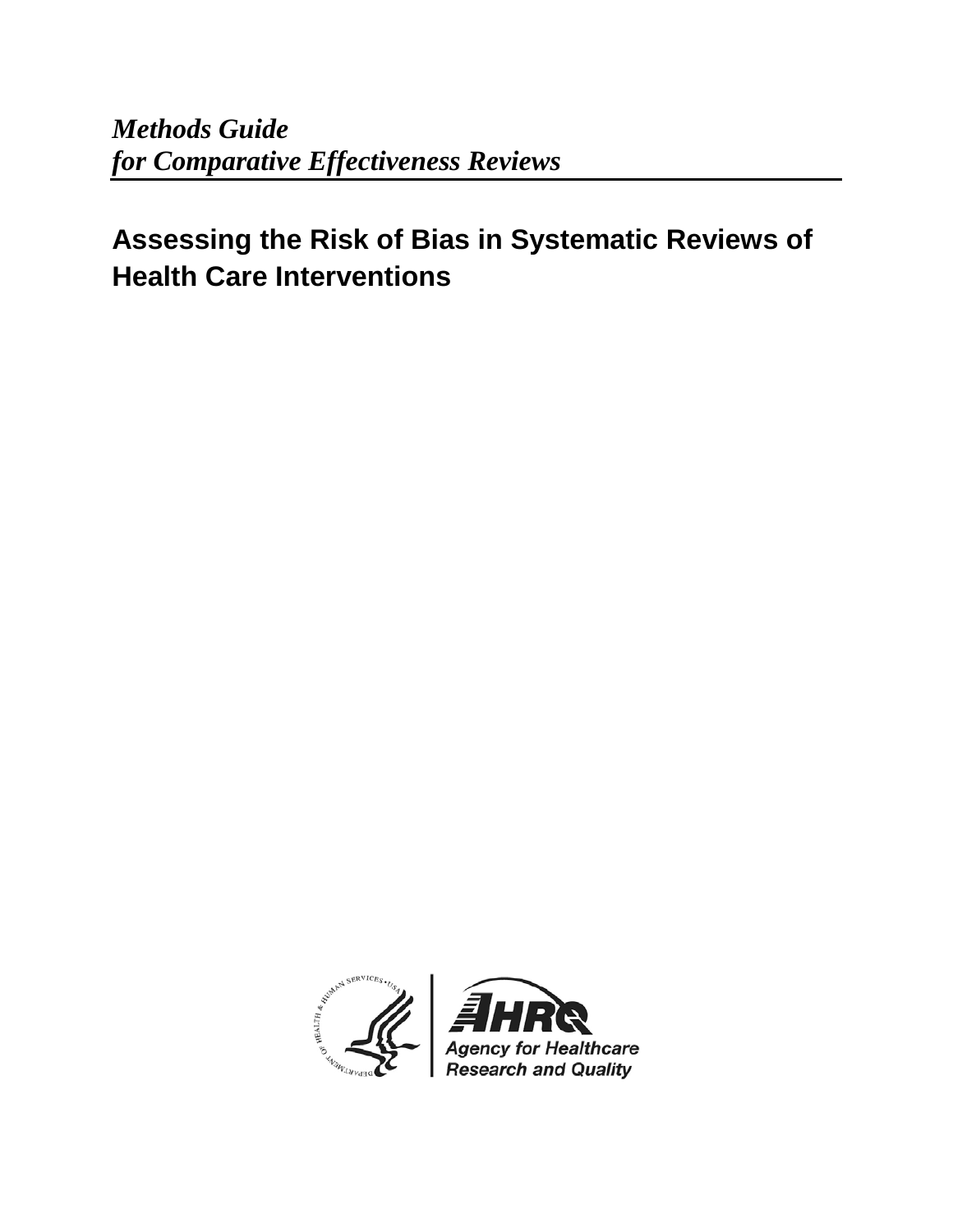*Methods Guide*
*for Comparative Effectiveness Reviews*

# Assessing the Risk of Bias in Systematic Reviews of Health Care Interventions

Agency for Healthcare Research and Quality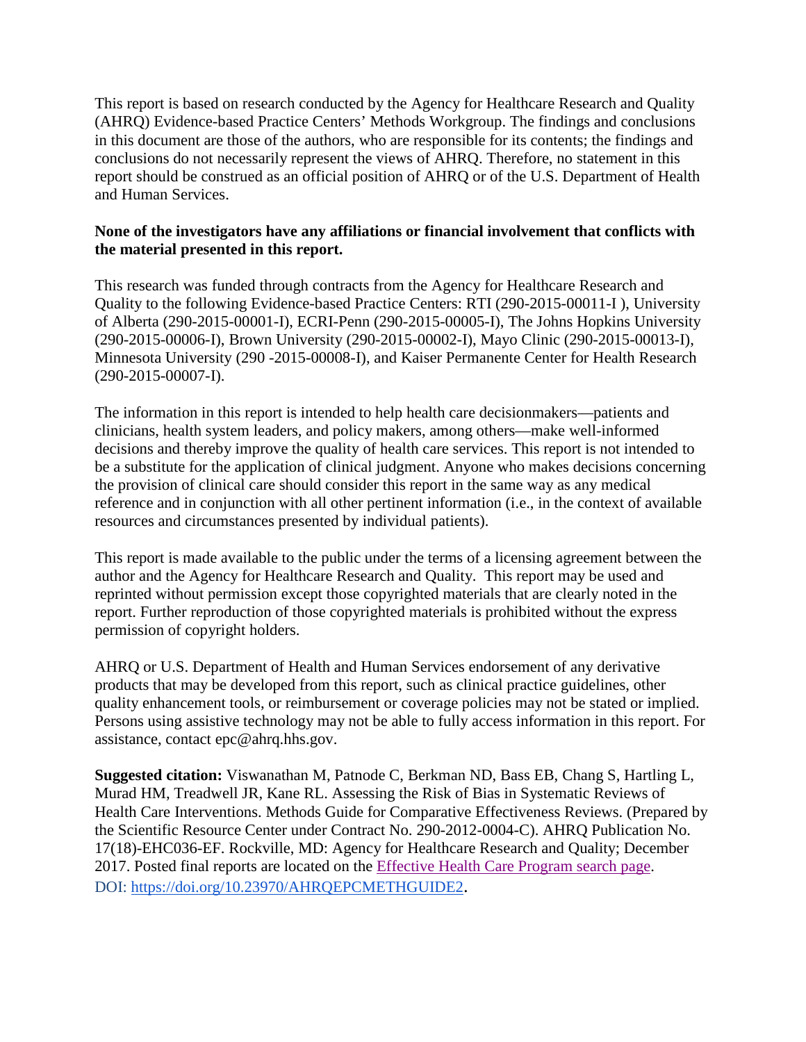This report is based on research conducted by the Agency for Healthcare Research and Quality (AHRQ) Evidence-based Practice Centers' Methods Workgroup. The findings and conclusions in this document are those of the authors, who are responsible for its contents; the findings and conclusions do not necessarily represent the views of AHRQ. Therefore, no statement in this report should be construed as an official position of AHRQ or of the U.S. Department of Health and Human Services.

**None of the investigators have any affiliations or financial involvement that conflicts with the material presented in this report.**

This research was funded through contracts from the Agency for Healthcare Research and Quality to the following Evidence-based Practice Centers: RTI (290-2015-00011-I ), University of Alberta (290-2015-00001-I), ECRI-Penn (290-2015-00005-I), The Johns Hopkins University (290-2015-00006-I), Brown University (290-2015-00002-I), Mayo Clinic (290-2015-00013-I), Minnesota University (290 -2015-00008-I), and Kaiser Permanente Center for Health Research (290-2015-00007-I).

The information in this report is intended to help health care decisionmakers—patients and clinicians, health system leaders, and policy makers, among others—make well-informed decisions and thereby improve the quality of health care services. This report is not intended to be a substitute for the application of clinical judgment. Anyone who makes decisions concerning the provision of clinical care should consider this report in the same way as any medical reference and in conjunction with all other pertinent information (i.e., in the context of available resources and circumstances presented by individual patients).

This report is made available to the public under the terms of a licensing agreement between the author and the Agency for Healthcare Research and Quality. This report may be used and reprinted without permission except those copyrighted materials that are clearly noted in the report. Further reproduction of those copyrighted materials is prohibited without the express permission of copyright holders.

AHRQ or U.S. Department of Health and Human Services endorsement of any derivative products that may be developed from this report, such as clinical practice guidelines, other quality enhancement tools, or reimbursement or coverage policies may not be stated or implied. Persons using assistive technology may not be able to fully access information in this report. For assistance, contact epc@ahrq.hhs.gov.

**Suggested citation:** Viswanathan M, Patnode C, Berkman ND, Bass EB, Chang S, Hartling L, Murad HM, Treadwell JR, Kane RL. Assessing the Risk of Bias in Systematic Reviews of Health Care Interventions. Methods Guide for Comparative Effectiveness Reviews. (Prepared by the Scientific Resource Center under Contract No. 290-2012-0004-C). AHRQ Publication No. 17(18)-EHC036-EF. Rockville, MD: Agency for Healthcare Research and Quality; December 2017. Posted final reports are located on the [Effective Health Care Program search page](). DOI: https://doi.org/10.23970/AHRQEPCMETHGUIDE2.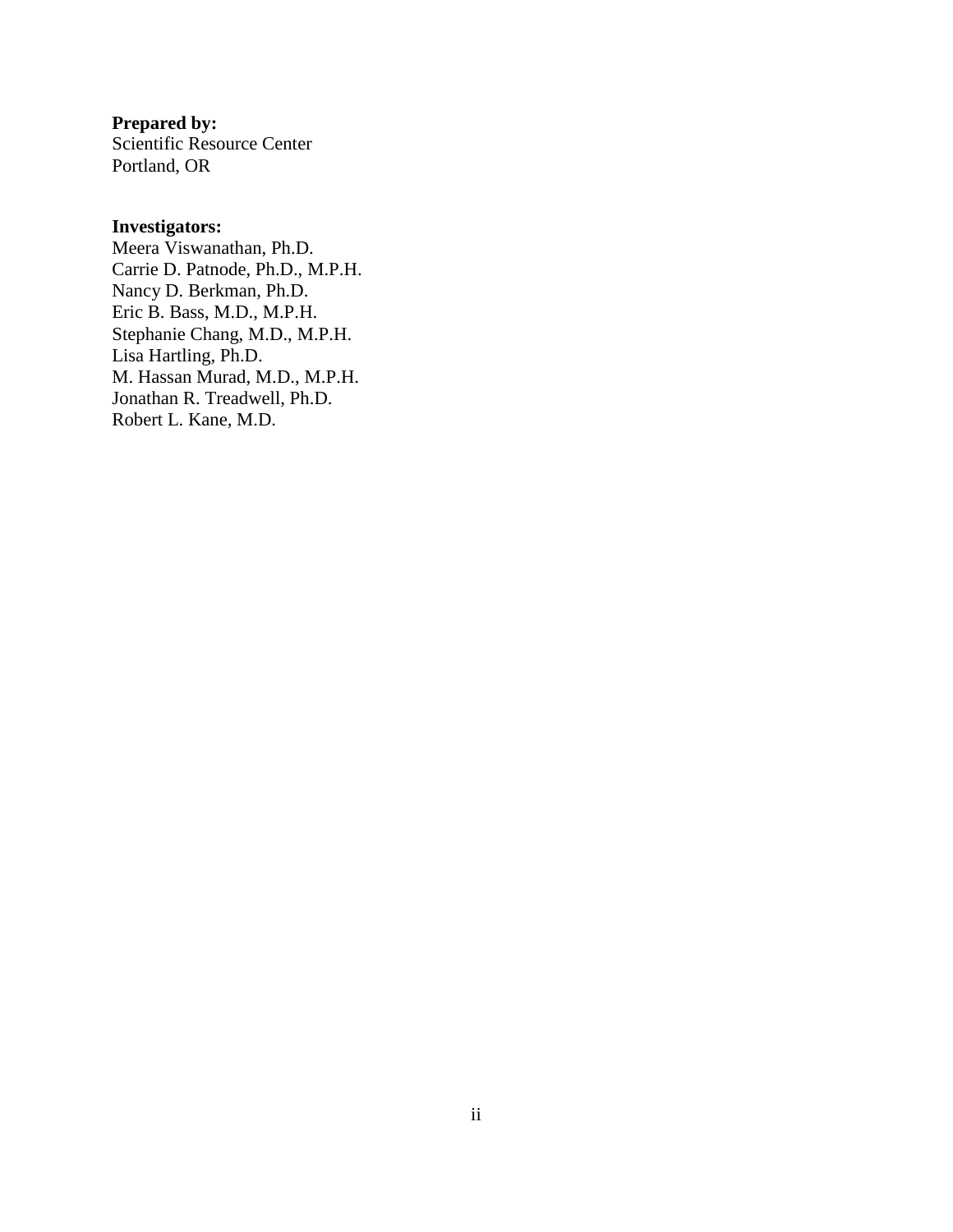**Prepared by:**
Scientific Resource Center
Portland, OR

**Investigators:**
Meera Viswanathan, Ph.D.
Carrie D. Patnode, Ph.D., M.P.H.
Nancy D. Berkman, Ph.D.
Eric B. Bass, M.D., M.P.H.
Stephanie Chang, M.D., M.P.H.
Lisa Hartling, Ph.D.
M. Hassan Murad, M.D., M.P.H.
Jonathan R. Treadwell, Ph.D.
Robert L. Kane, M.D.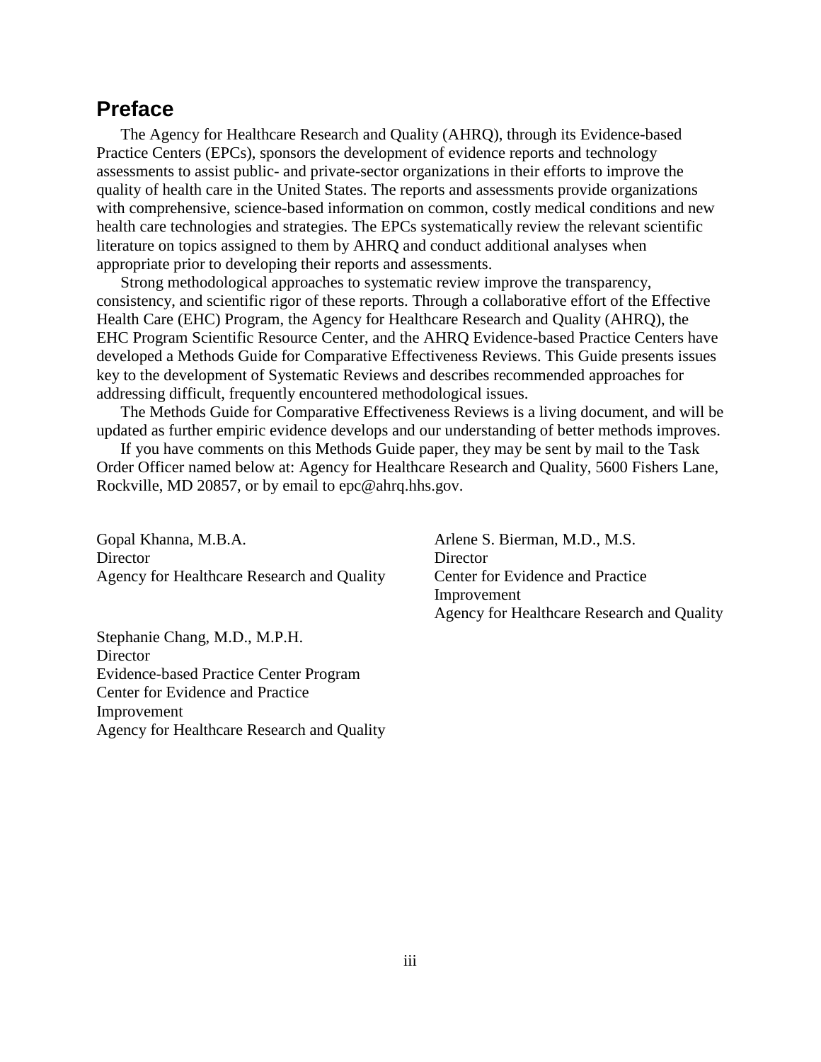## Preface

The Agency for Healthcare Research and Quality (AHRQ), through its Evidence-based Practice Centers (EPCs), sponsors the development of evidence reports and technology assessments to assist public- and private-sector organizations in their efforts to improve the quality of health care in the United States. The reports and assessments provide organizations with comprehensive, science-based information on common, costly medical conditions and new health care technologies and strategies. The EPCs systematically review the relevant scientific literature on topics assigned to them by AHRQ and conduct additional analyses when appropriate prior to developing their reports and assessments.

Strong methodological approaches to systematic review improve the transparency, consistency, and scientific rigor of these reports. Through a collaborative effort of the Effective Health Care (EHC) Program, the Agency for Healthcare Research and Quality (AHRQ), the EHC Program Scientific Resource Center, and the AHRQ Evidence-based Practice Centers have developed a Methods Guide for Comparative Effectiveness Reviews. This Guide presents issues key to the development of Systematic Reviews and describes recommended approaches for addressing difficult, frequently encountered methodological issues.

The Methods Guide for Comparative Effectiveness Reviews is a living document, and will be updated as further empiric evidence develops and our understanding of better methods improves.

If you have comments on this Methods Guide paper, they may be sent by mail to the Task Order Officer named below at: Agency for Healthcare Research and Quality, 5600 Fishers Lane, Rockville, MD 20857, or by email to epc@ahrq.hhs.gov.

Gopal Khanna, M.B.A.
Director
Agency for Healthcare Research and Quality

Arlene S. Bierman, M.D., M.S.
Director
Center for Evidence and Practice Improvement
Agency for Healthcare Research and Quality

Stephanie Chang, M.D., M.P.H.
Director
Evidence-based Practice Center Program
Center for Evidence and Practice Improvement
Agency for Healthcare Research and Quality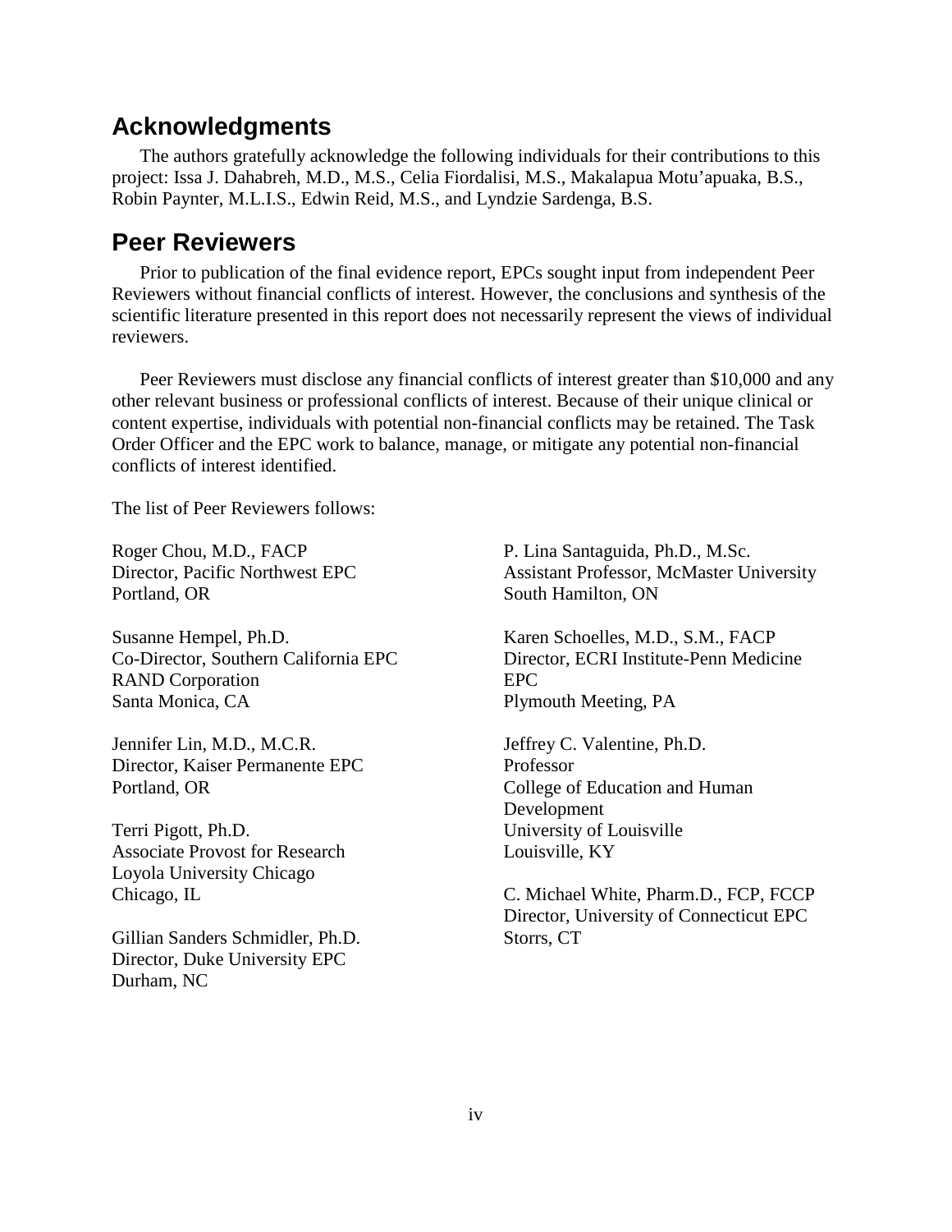## Acknowledgments

The authors gratefully acknowledge the following individuals for their contributions to this project: Issa J. Dahabreh, M.D., M.S., Celia Fiordalisi, M.S., Makalapua Motu'apuaka, B.S., Robin Paynter, M.L.I.S., Edwin Reid, M.S., and Lyndzie Sardenga, B.S.

## Peer Reviewers

Prior to publication of the final evidence report, EPCs sought input from independent Peer Reviewers without financial conflicts of interest. However, the conclusions and synthesis of the scientific literature presented in this report does not necessarily represent the views of individual reviewers.

Peer Reviewers must disclose any financial conflicts of interest greater than $10,000 and any other relevant business or professional conflicts of interest. Because of their unique clinical or content expertise, individuals with potential non-financial conflicts may be retained. The Task Order Officer and the EPC work to balance, manage, or mitigate any potential non-financial conflicts of interest identified.

The list of Peer Reviewers follows:

Roger Chou, M.D., FACP
Director, Pacific Northwest EPC
Portland, OR

Susanne Hempel, Ph.D.
Co-Director, Southern California EPC
RAND Corporation
Santa Monica, CA

Jennifer Lin, M.D., M.C.R.
Director, Kaiser Permanente EPC
Portland, OR

Terri Pigott, Ph.D.
Associate Provost for Research
Loyola University Chicago
Chicago, IL

Gillian Sanders Schmidler, Ph.D.
Director, Duke University EPC
Durham, NC

P. Lina Santaguida, Ph.D., M.Sc.
Assistant Professor, McMaster University
South Hamilton, ON

Karen Schoelles, M.D., S.M., FACP
Director, ECRI Institute-Penn Medicine EPC
Plymouth Meeting, PA

Jeffrey C. Valentine, Ph.D.
Professor
College of Education and Human Development
University of Louisville
Louisville, KY

C. Michael White, Pharm.D., FCP, FCCP
Director, University of Connecticut EPC
Storrs, CT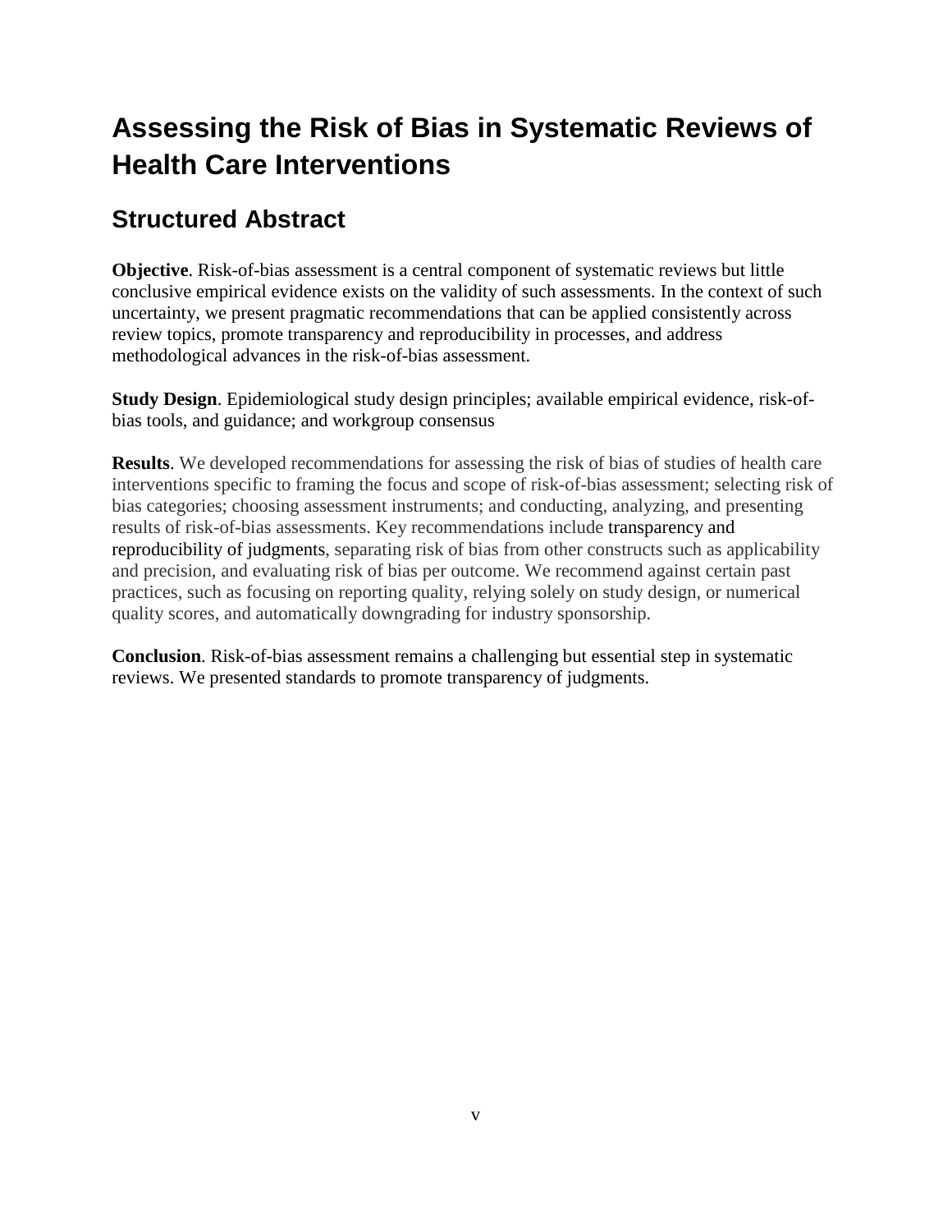# Assessing the Risk of Bias in Systematic Reviews of Health Care Interventions

## Structured Abstract

**Objective**. Risk-of-bias assessment is a central component of systematic reviews but little conclusive empirical evidence exists on the validity of such assessments. In the context of such uncertainty, we present pragmatic recommendations that can be applied consistently across review topics, promote transparency and reproducibility in processes, and address methodological advances in the risk-of-bias assessment.

**Study Design**. Epidemiological study design principles; available empirical evidence, risk-of-bias tools, and guidance; and workgroup consensus

**Results**. We developed recommendations for assessing the risk of bias of studies of health care interventions specific to framing the focus and scope of risk-of-bias assessment; selecting risk of bias categories; choosing assessment instruments; and conducting, analyzing, and presenting results of risk-of-bias assessments. Key recommendations include transparency and reproducibility of judgments, separating risk of bias from other constructs such as applicability and precision, and evaluating risk of bias per outcome. We recommend against certain past practices, such as focusing on reporting quality, relying solely on study design, or numerical quality scores, and automatically downgrading for industry sponsorship.

**Conclusion**. Risk-of-bias assessment remains a challenging but essential step in systematic reviews. We presented standards to promote transparency of judgments.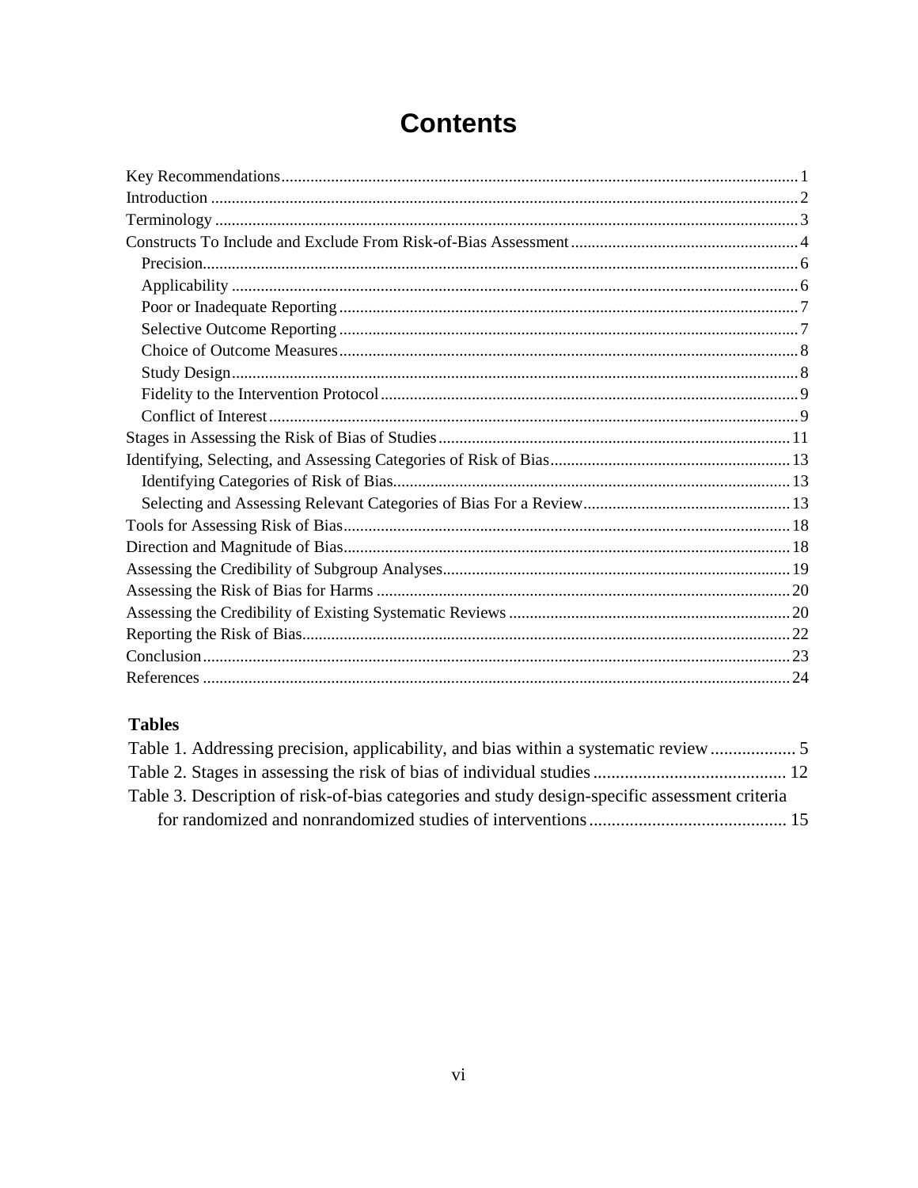# Contents

Key Recommendations ........................................................................................................ 1
Introduction ........................................................................................................................ 2
Terminology ....................................................................................................................... 3
Constructs To Include and Exclude From Risk-of-Bias Assessment ................................. 4
  Precision ........................................................................................................................ 6
  Applicability .................................................................................................................. 6
  Poor or Inadequate Reporting ....................................................................................... 7
  Selective Outcome Reporting ........................................................................................ 7
  Choice of Outcome Measures ........................................................................................ 8
  Study Design ................................................................................................................. 8
  Fidelity to the Intervention Protocol ............................................................................. 9
  Conflict of Interest ........................................................................................................ 9
Stages in Assessing the Risk of Bias of Studies ................................................................ 11
Identifying, Selecting, and Assessing Categories of Risk of Bias ..................................... 13
  Identifying Categories of Risk of Bias ......................................................................... 13
  Selecting and Assessing Relevant Categories of Bias For a Review ........................... 13
Tools for Assessing Risk of Bias ....................................................................................... 18
Direction and Magnitude of Bias ....................................................................................... 18
Assessing the Credibility of Subgroup Analyses ............................................................... 19
Assessing the Risk of Bias for Harms ............................................................................... 20
Assessing the Credibility of Existing Systematic Reviews ............................................... 20
Reporting the Risk of Bias ................................................................................................. 22
Conclusion ......................................................................................................................... 23
References .......................................................................................................................... 24

## Tables

Table 1. Addressing precision, applicability, and bias within a systematic review ............ 5
Table 2. Stages in assessing the risk of bias of individual studies ..................................... 12
Table 3. Description of risk-of-bias categories and study design-specific assessment criteria for randomized and nonrandomized studies of interventions ..................................... 15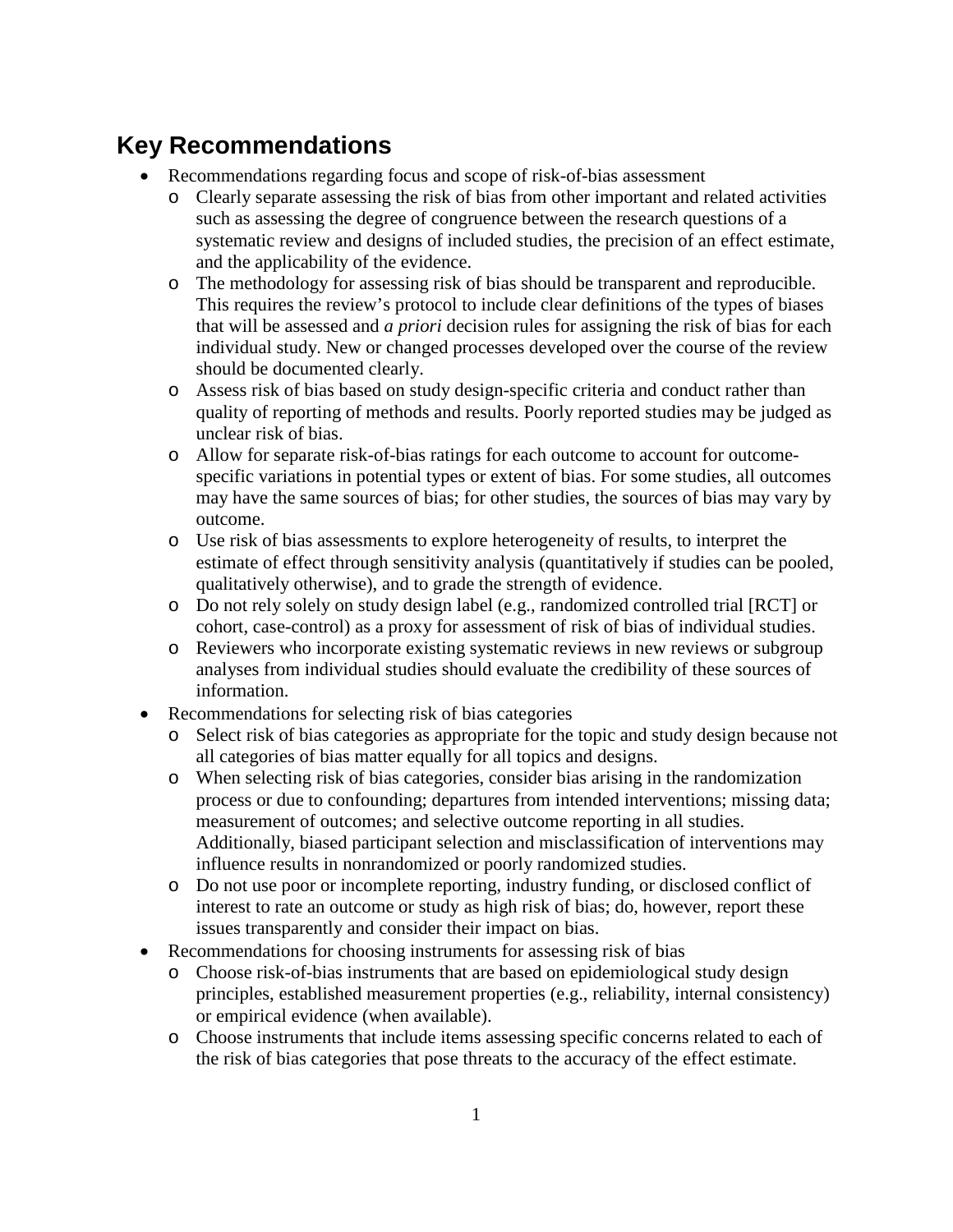## Key Recommendations

- Recommendations regarding focus and scope of risk-of-bias assessment
  - Clearly separate assessing the risk of bias from other important and related activities such as assessing the degree of congruence between the research questions of a systematic review and designs of included studies, the precision of an effect estimate, and the applicability of the evidence.
  - The methodology for assessing risk of bias should be transparent and reproducible. This requires the review's protocol to include clear definitions of the types of biases that will be assessed and *a priori* decision rules for assigning the risk of bias for each individual study. New or changed processes developed over the course of the review should be documented clearly.
  - Assess risk of bias based on study design-specific criteria and conduct rather than quality of reporting of methods and results. Poorly reported studies may be judged as unclear risk of bias.
  - Allow for separate risk-of-bias ratings for each outcome to account for outcome-specific variations in potential types or extent of bias. For some studies, all outcomes may have the same sources of bias; for other studies, the sources of bias may vary by outcome.
  - Use risk of bias assessments to explore heterogeneity of results, to interpret the estimate of effect through sensitivity analysis (quantitatively if studies can be pooled, qualitatively otherwise), and to grade the strength of evidence.
  - Do not rely solely on study design label (e.g., randomized controlled trial [RCT] or cohort, case-control) as a proxy for assessment of risk of bias of individual studies.
  - Reviewers who incorporate existing systematic reviews in new reviews or subgroup analyses from individual studies should evaluate the credibility of these sources of information.
- Recommendations for selecting risk of bias categories
  - Select risk of bias categories as appropriate for the topic and study design because not all categories of bias matter equally for all topics and designs.
  - When selecting risk of bias categories, consider bias arising in the randomization process or due to confounding; departures from intended interventions; missing data; measurement of outcomes; and selective outcome reporting in all studies. Additionally, biased participant selection and misclassification of interventions may influence results in nonrandomized or poorly randomized studies.
  - Do not use poor or incomplete reporting, industry funding, or disclosed conflict of interest to rate an outcome or study as high risk of bias; do, however, report these issues transparently and consider their impact on bias.
- Recommendations for choosing instruments for assessing risk of bias
  - Choose risk-of-bias instruments that are based on epidemiological study design principles, established measurement properties (e.g., reliability, internal consistency) or empirical evidence (when available).
  - Choose instruments that include items assessing specific concerns related to each of the risk of bias categories that pose threats to the accuracy of the effect estimate.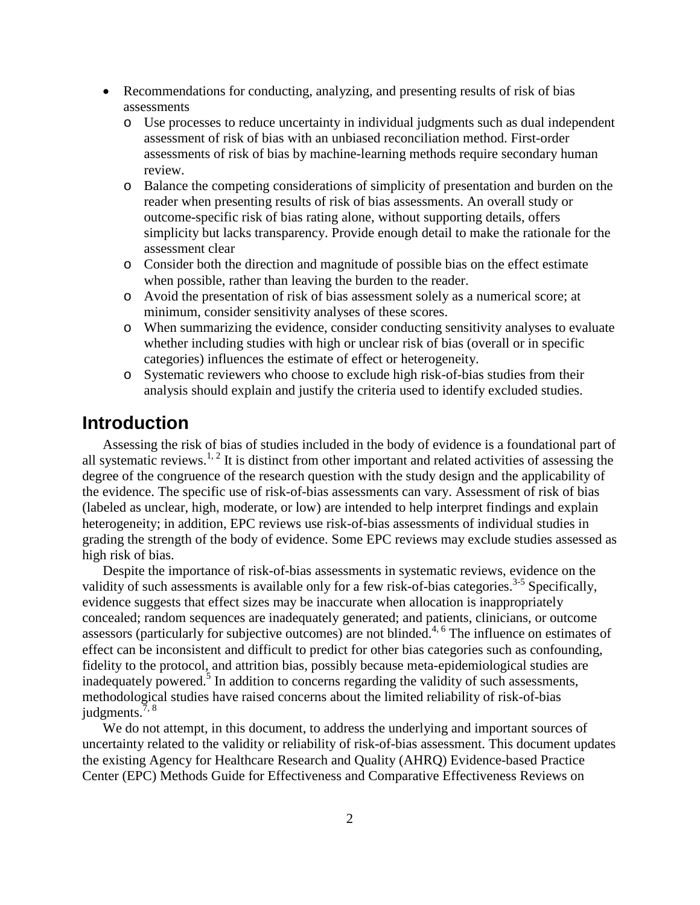- Recommendations for conducting, analyzing, and presenting results of risk of bias assessments
  - Use processes to reduce uncertainty in individual judgments such as dual independent assessment of risk of bias with an unbiased reconciliation method. First-order assessments of risk of bias by machine-learning methods require secondary human review.
  - Balance the competing considerations of simplicity of presentation and burden on the reader when presenting results of risk of bias assessments. An overall study or outcome-specific risk of bias rating alone, without supporting details, offers simplicity but lacks transparency. Provide enough detail to make the rationale for the assessment clear
  - Consider both the direction and magnitude of possible bias on the effect estimate when possible, rather than leaving the burden to the reader.
  - Avoid the presentation of risk of bias assessment solely as a numerical score; at minimum, consider sensitivity analyses of these scores.
  - When summarizing the evidence, consider conducting sensitivity analyses to evaluate whether including studies with high or unclear risk of bias (overall or in specific categories) influences the estimate of effect or heterogeneity.
  - Systematic reviewers who choose to exclude high risk-of-bias studies from their analysis should explain and justify the criteria used to identify excluded studies.

## Introduction

Assessing the risk of bias of studies included in the body of evidence is a foundational part of all systematic reviews.[1, 2] It is distinct from other important and related activities of assessing the degree of the congruence of the research question with the study design and the applicability of the evidence. The specific use of risk-of-bias assessments can vary. Assessment of risk of bias (labeled as unclear, high, moderate, or low) are intended to help interpret findings and explain heterogeneity; in addition, EPC reviews use risk-of-bias assessments of individual studies in grading the strength of the body of evidence. Some EPC reviews may exclude studies assessed as high risk of bias.

Despite the importance of risk-of-bias assessments in systematic reviews, evidence on the validity of such assessments is available only for a few risk-of-bias categories.[3-5] Specifically, evidence suggests that effect sizes may be inaccurate when allocation is inappropriately concealed; random sequences are inadequately generated; and patients, clinicians, or outcome assessors (particularly for subjective outcomes) are not blinded.[4, 6] The influence on estimates of effect can be inconsistent and difficult to predict for other bias categories such as confounding, fidelity to the protocol, and attrition bias, possibly because meta-epidemiological studies are inadequately powered.[5] In addition to concerns regarding the validity of such assessments, methodological studies have raised concerns about the limited reliability of risk-of-bias judgments.[7, 8]

We do not attempt, in this document, to address the underlying and important sources of uncertainty related to the validity or reliability of risk-of-bias assessment. This document updates the existing Agency for Healthcare Research and Quality (AHRQ) Evidence-based Practice Center (EPC) Methods Guide for Effectiveness and Comparative Effectiveness Reviews on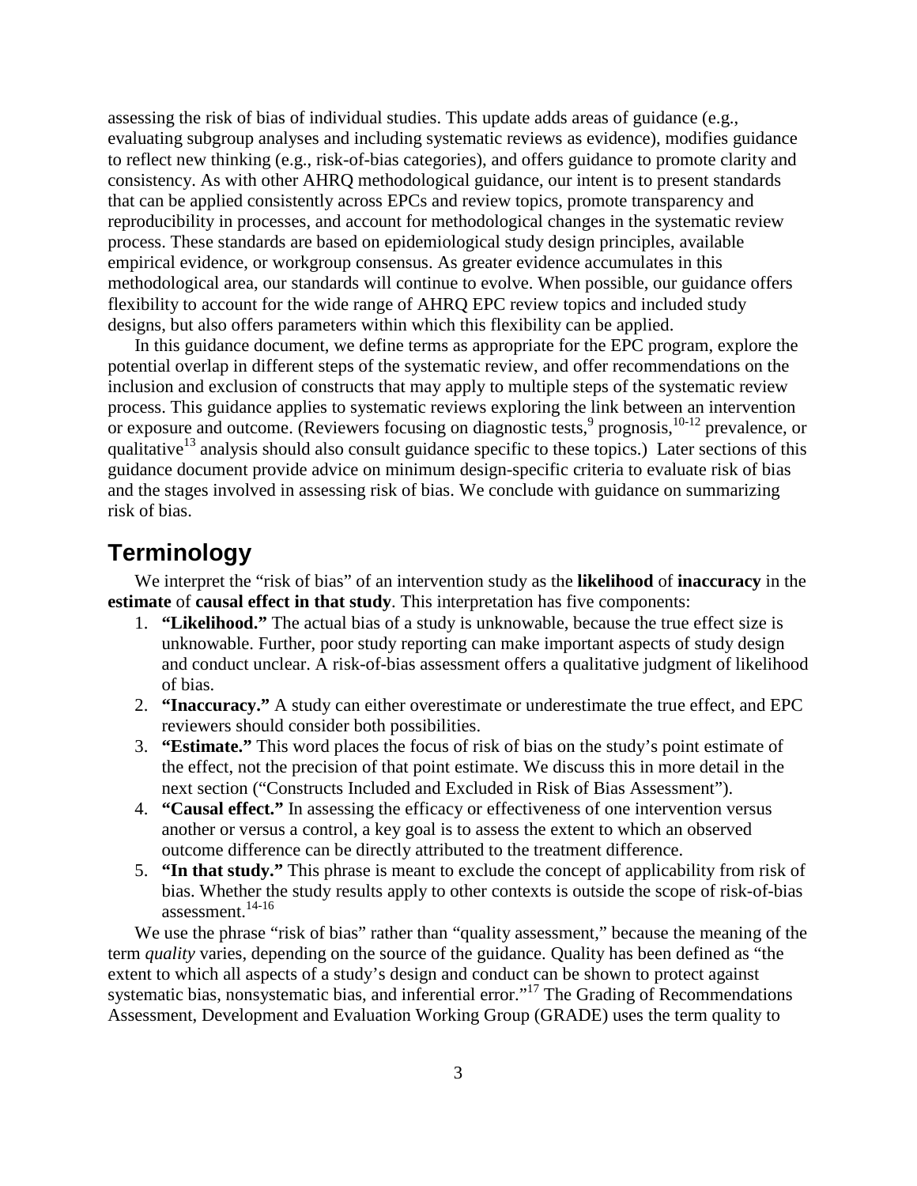assessing the risk of bias of individual studies. This update adds areas of guidance (e.g., evaluating subgroup analyses and including systematic reviews as evidence), modifies guidance to reflect new thinking (e.g., risk-of-bias categories), and offers guidance to promote clarity and consistency. As with other AHRQ methodological guidance, our intent is to present standards that can be applied consistently across EPCs and review topics, promote transparency and reproducibility in processes, and account for methodological changes in the systematic review process. These standards are based on epidemiological study design principles, available empirical evidence, or workgroup consensus. As greater evidence accumulates in this methodological area, our standards will continue to evolve. When possible, our guidance offers flexibility to account for the wide range of AHRQ EPC review topics and included study designs, but also offers parameters within which this flexibility can be applied.

In this guidance document, we define terms as appropriate for the EPC program, explore the potential overlap in different steps of the systematic review, and offer recommendations on the inclusion and exclusion of constructs that may apply to multiple steps of the systematic review process. This guidance applies to systematic reviews exploring the link between an intervention or exposure and outcome. (Reviewers focusing on diagnostic tests,[9] prognosis,[10-12] prevalence, or qualitative[13] analysis should also consult guidance specific to these topics.) Later sections of this guidance document provide advice on minimum design-specific criteria to evaluate risk of bias and the stages involved in assessing risk of bias. We conclude with guidance on summarizing risk of bias.

## Terminology

We interpret the "risk of bias" of an intervention study as the **likelihood** of **inaccuracy** in the **estimate** of **causal effect in that study**. This interpretation has five components:

1. **"Likelihood."** The actual bias of a study is unknowable, because the true effect size is unknowable. Further, poor study reporting can make important aspects of study design and conduct unclear. A risk-of-bias assessment offers a qualitative judgment of likelihood of bias.
2. **"Inaccuracy."** A study can either overestimate or underestimate the true effect, and EPC reviewers should consider both possibilities.
3. **"Estimate."** This word places the focus of risk of bias on the study's point estimate of the effect, not the precision of that point estimate. We discuss this in more detail in the next section ("Constructs Included and Excluded in Risk of Bias Assessment").
4. **"Causal effect."** In assessing the efficacy or effectiveness of one intervention versus another or versus a control, a key goal is to assess the extent to which an observed outcome difference can be directly attributed to the treatment difference.
5. **"In that study."** This phrase is meant to exclude the concept of applicability from risk of bias. Whether the study results apply to other contexts is outside the scope of risk-of-bias assessment.[14-16]

We use the phrase "risk of bias" rather than "quality assessment," because the meaning of the term *quality* varies, depending on the source of the guidance. Quality has been defined as "the extent to which all aspects of a study's design and conduct can be shown to protect against systematic bias, nonsystematic bias, and inferential error."[17] The Grading of Recommendations Assessment, Development and Evaluation Working Group (GRADE) uses the term quality to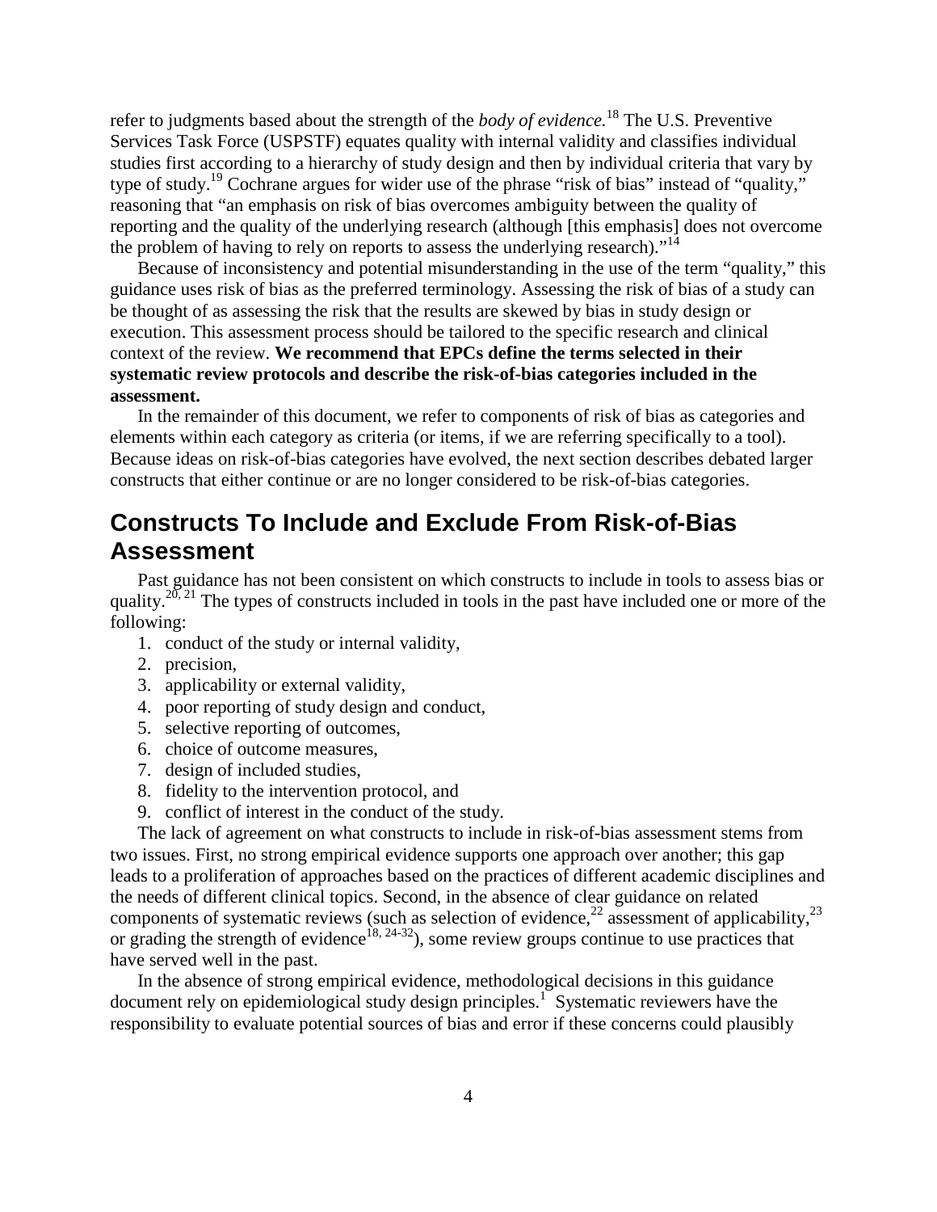refer to judgments based about the strength of the *body of evidence.*[18] The U.S. Preventive Services Task Force (USPSTF) equates quality with internal validity and classifies individual studies first according to a hierarchy of study design and then by individual criteria that vary by type of study.[19] Cochrane argues for wider use of the phrase "risk of bias" instead of "quality," reasoning that "an emphasis on risk of bias overcomes ambiguity between the quality of reporting and the quality of the underlying research (although [this emphasis] does not overcome the problem of having to rely on reports to assess the underlying research)."[14]

Because of inconsistency and potential misunderstanding in the use of the term "quality," this guidance uses risk of bias as the preferred terminology. Assessing the risk of bias of a study can be thought of as assessing the risk that the results are skewed by bias in study design or execution. This assessment process should be tailored to the specific research and clinical context of the review. **We recommend that EPCs define the terms selected in their systematic review protocols and describe the risk-of-bias categories included in the assessment.**

In the remainder of this document, we refer to components of risk of bias as categories and elements within each category as criteria (or items, if we are referring specifically to a tool). Because ideas on risk-of-bias categories have evolved, the next section describes debated larger constructs that either continue or are no longer considered to be risk-of-bias categories.

## Constructs To Include and Exclude From Risk-of-Bias Assessment

Past guidance has not been consistent on which constructs to include in tools to assess bias or quality.[20, 21] The types of constructs included in tools in the past have included one or more of the following:

1. conduct of the study or internal validity,
2. precision,
3. applicability or external validity,
4. poor reporting of study design and conduct,
5. selective reporting of outcomes,
6. choice of outcome measures,
7. design of included studies,
8. fidelity to the intervention protocol, and
9. conflict of interest in the conduct of the study.

The lack of agreement on what constructs to include in risk-of-bias assessment stems from two issues. First, no strong empirical evidence supports one approach over another; this gap leads to a proliferation of approaches based on the practices of different academic disciplines and the needs of different clinical topics. Second, in the absence of clear guidance on related components of systematic reviews (such as selection of evidence,[22] assessment of applicability,[23] or grading the strength of evidence[18, 24-32]), some review groups continue to use practices that have served well in the past.

In the absence of strong empirical evidence, methodological decisions in this guidance document rely on epidemiological study design principles.[1] Systematic reviewers have the responsibility to evaluate potential sources of bias and error if these concerns could plausibly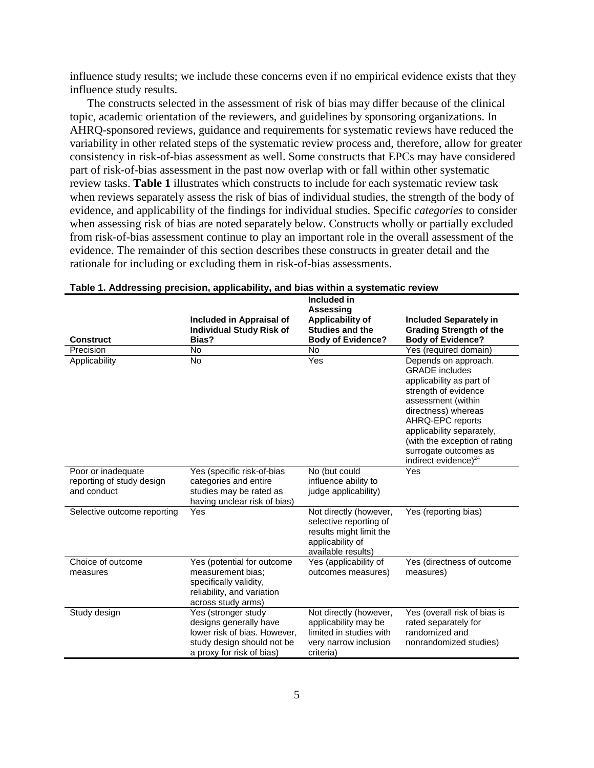influence study results; we include these concerns even if no empirical evidence exists that they influence study results.

The constructs selected in the assessment of risk of bias may differ because of the clinical topic, academic orientation of the reviewers, and guidelines by sponsoring organizations. In AHRQ-sponsored reviews, guidance and requirements for systematic reviews have reduced the variability in other related steps of the systematic review process and, therefore, allow for greater consistency in risk-of-bias assessment as well. Some constructs that EPCs may have considered part of risk-of-bias assessment in the past now overlap with or fall within other systematic review tasks. **Table 1** illustrates which constructs to include for each systematic review task when reviews separately assess the risk of bias of individual studies, the strength of the body of evidence, and applicability of the findings for individual studies. Specific *categories* to consider when assessing risk of bias are noted separately below. Constructs wholly or partially excluded from risk-of-bias assessment continue to play an important role in the overall assessment of the evidence. The remainder of this section describes these constructs in greater detail and the rationale for including or excluding them in risk-of-bias assessments.

**Table 1. Addressing precision, applicability, and bias within a systematic review**

| Construct | Included in Appraisal of Individual Study Risk of Bias? | Included in Assessing Applicability of Studies and the Body of Evidence? | Included Separately in Grading Strength of the Body of Evidence? |
|---|---|---|---|
| Precision | No | No | Yes (required domain) |
| Applicability | No | Yes | Depends on approach. GRADE includes applicability as part of strength of evidence assessment (within directness) whereas AHRQ-EPC reports applicability separately, (with the exception of rating surrogate outcomes as indirect evidence)[24] |
| Poor or inadequate reporting of study design and conduct | Yes (specific risk-of-bias categories and entire studies may be rated as having unclear risk of bias) | No (but could influence ability to judge applicability) | Yes |
| Selective outcome reporting | Yes | Not directly (however, selective reporting of results might limit the applicability of available results) | Yes (reporting bias) |
| Choice of outcome measures | Yes (potential for outcome measurement bias; specifically validity, reliability, and variation across study arms) | Yes (applicability of outcomes measures) | Yes (directness of outcome measures) |
| Study design | Yes (stronger study designs generally have lower risk of bias. However, study design should not be a proxy for risk of bias) | Not directly (however, applicability may be limited in studies with very narrow inclusion criteria) | Yes (overall risk of bias is rated separately for randomized and nonrandomized studies) |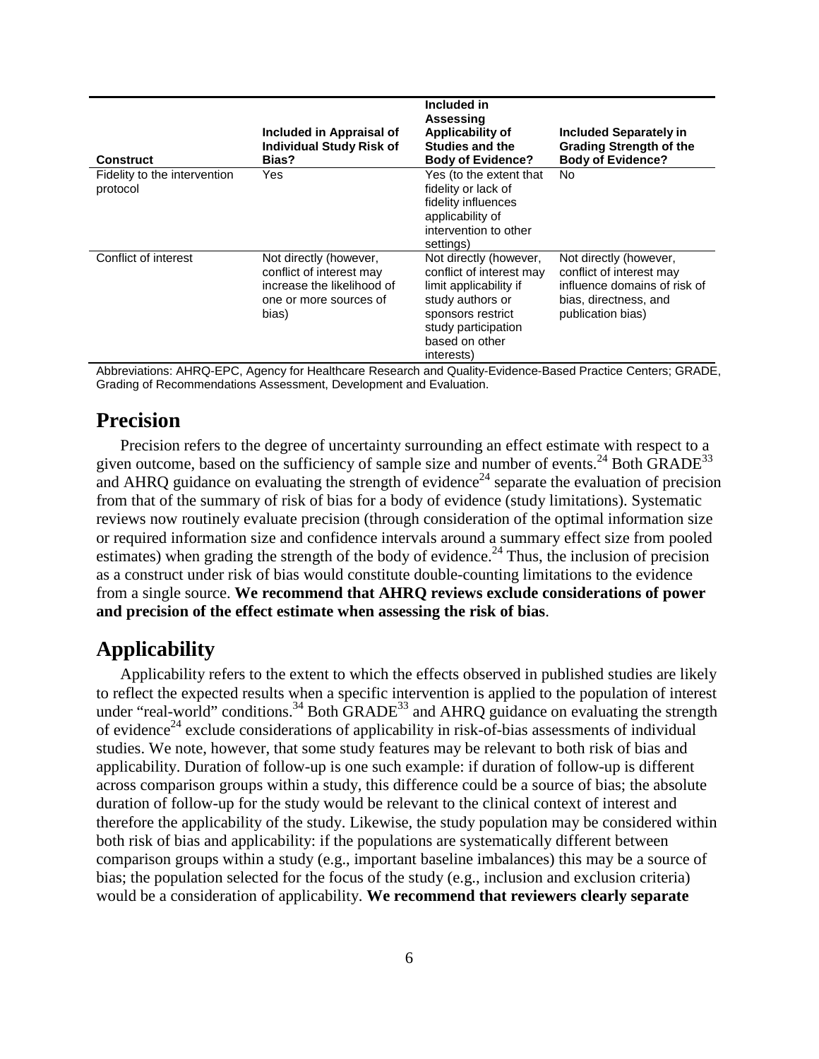| Construct | Included in Appraisal of Individual Study Risk of Bias? | Included in Assessing Applicability of Studies and the Body of Evidence? | Included Separately in Grading Strength of the Body of Evidence? |
|---|---|---|---|
| Fidelity to the intervention protocol | Yes | Yes (to the extent that fidelity or lack of fidelity influences applicability of intervention to other settings) | No |
| Conflict of interest | Not directly (however, conflict of interest may increase the likelihood of one or more sources of bias) | Not directly (however, conflict of interest may limit applicability if study authors or sponsors restrict study participation based on other interests) | Not directly (however, conflict of interest may influence domains of risk of bias, directness, and publication bias) |

Abbreviations: AHRQ-EPC, Agency for Healthcare Research and Quality-Evidence-Based Practice Centers; GRADE, Grading of Recommendations Assessment, Development and Evaluation.

## Precision

Precision refers to the degree of uncertainty surrounding an effect estimate with respect to a given outcome, based on the sufficiency of sample size and number of events.[24] Both GRADE[33] and AHRQ guidance on evaluating the strength of evidence[24] separate the evaluation of precision from that of the summary of risk of bias for a body of evidence (study limitations). Systematic reviews now routinely evaluate precision (through consideration of the optimal information size or required information size and confidence intervals around a summary effect size from pooled estimates) when grading the strength of the body of evidence.[24] Thus, the inclusion of precision as a construct under risk of bias would constitute double-counting limitations to the evidence from a single source. **We recommend that AHRQ reviews exclude considerations of power and precision of the effect estimate when assessing the risk of bias**.

## Applicability

Applicability refers to the extent to which the effects observed in published studies are likely to reflect the expected results when a specific intervention is applied to the population of interest under "real-world" conditions.[34] Both GRADE[33] and AHRQ guidance on evaluating the strength of evidence[24] exclude considerations of applicability in risk-of-bias assessments of individual studies. We note, however, that some study features may be relevant to both risk of bias and applicability. Duration of follow-up is one such example: if duration of follow-up is different across comparison groups within a study, this difference could be a source of bias; the absolute duration of follow-up for the study would be relevant to the clinical context of interest and therefore the applicability of the study. Likewise, the study population may be considered within both risk of bias and applicability: if the populations are systematically different between comparison groups within a study (e.g., important baseline imbalances) this may be a source of bias; the population selected for the focus of the study (e.g., inclusion and exclusion criteria) would be a consideration of applicability. **We recommend that reviewers clearly separate**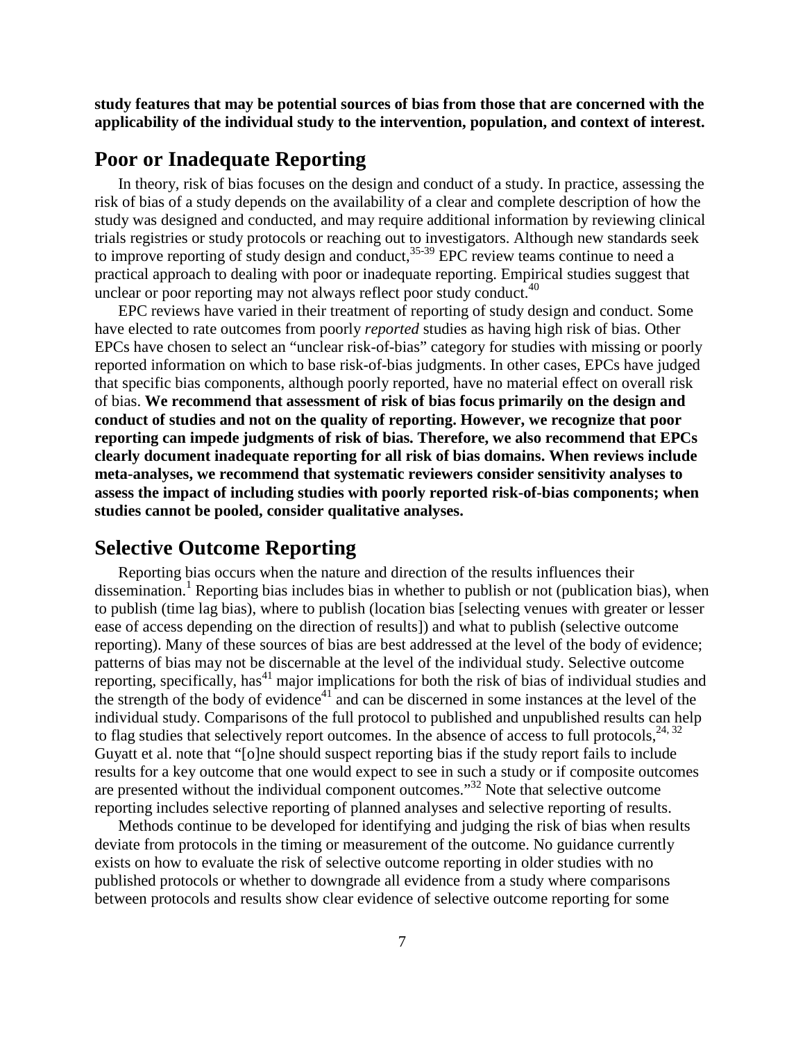**study features that may be potential sources of bias from those that are concerned with the applicability of the individual study to the intervention, population, and context of interest.**

## Poor or Inadequate Reporting

In theory, risk of bias focuses on the design and conduct of a study. In practice, assessing the risk of bias of a study depends on the availability of a clear and complete description of how the study was designed and conducted, and may require additional information by reviewing clinical trials registries or study protocols or reaching out to investigators. Although new standards seek to improve reporting of study design and conduct,[35-39] EPC review teams continue to need a practical approach to dealing with poor or inadequate reporting. Empirical studies suggest that unclear or poor reporting may not always reflect poor study conduct.[40]

EPC reviews have varied in their treatment of reporting of study design and conduct. Some have elected to rate outcomes from poorly *reported* studies as having high risk of bias. Other EPCs have chosen to select an "unclear risk-of-bias" category for studies with missing or poorly reported information on which to base risk-of-bias judgments. In other cases, EPCs have judged that specific bias components, although poorly reported, have no material effect on overall risk of bias. **We recommend that assessment of risk of bias focus primarily on the design and conduct of studies and not on the quality of reporting. However, we recognize that poor reporting can impede judgments of risk of bias. Therefore, we also recommend that EPCs clearly document inadequate reporting for all risk of bias domains. When reviews include meta-analyses, we recommend that systematic reviewers consider sensitivity analyses to assess the impact of including studies with poorly reported risk-of-bias components; when studies cannot be pooled, consider qualitative analyses.**

## Selective Outcome Reporting

Reporting bias occurs when the nature and direction of the results influences their dissemination.[1] Reporting bias includes bias in whether to publish or not (publication bias), when to publish (time lag bias), where to publish (location bias [selecting venues with greater or lesser ease of access depending on the direction of results]) and what to publish (selective outcome reporting). Many of these sources of bias are best addressed at the level of the body of evidence; patterns of bias may not be discernable at the level of the individual study. Selective outcome reporting, specifically, has[41] major implications for both the risk of bias of individual studies and the strength of the body of evidence[41] and can be discerned in some instances at the level of the individual study. Comparisons of the full protocol to published and unpublished results can help to flag studies that selectively report outcomes. In the absence of access to full protocols,[24, 32] Guyatt et al. note that "[o]ne should suspect reporting bias if the study report fails to include results for a key outcome that one would expect to see in such a study or if composite outcomes are presented without the individual component outcomes."[32] Note that selective outcome reporting includes selective reporting of planned analyses and selective reporting of results.

Methods continue to be developed for identifying and judging the risk of bias when results deviate from protocols in the timing or measurement of the outcome. No guidance currently exists on how to evaluate the risk of selective outcome reporting in older studies with no published protocols or whether to downgrade all evidence from a study where comparisons between protocols and results show clear evidence of selective outcome reporting for some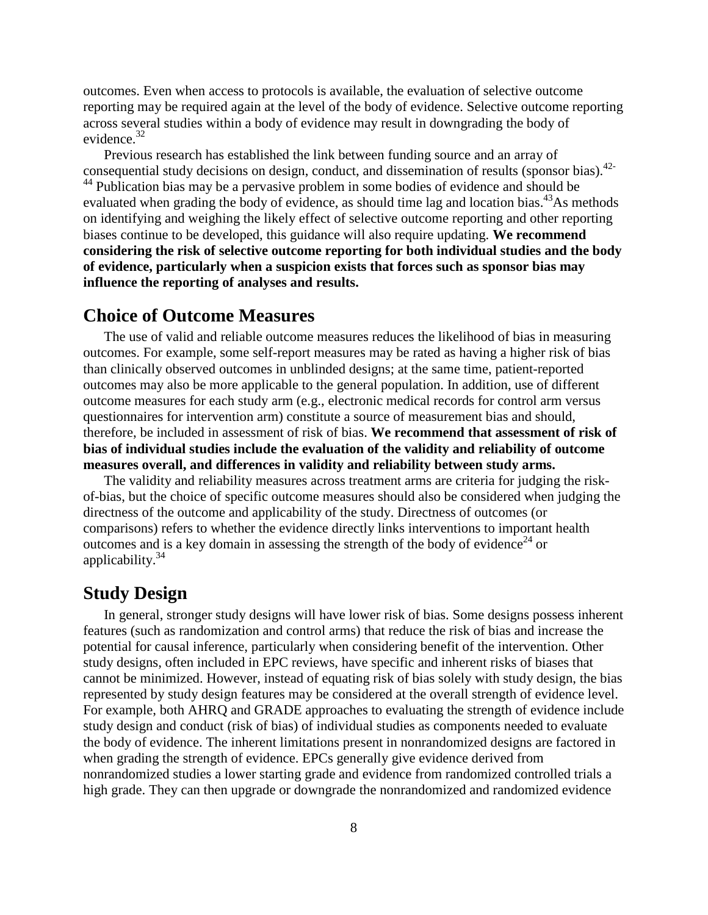outcomes. Even when access to protocols is available, the evaluation of selective outcome reporting may be required again at the level of the body of evidence. Selective outcome reporting across several studies within a body of evidence may result in downgrading the body of evidence.[32]

Previous research has established the link between funding source and an array of consequential study decisions on design, conduct, and dissemination of results (sponsor bias).[42-44] Publication bias may be a pervasive problem in some bodies of evidence and should be evaluated when grading the body of evidence, as should time lag and location bias.[43] As methods on identifying and weighing the likely effect of selective outcome reporting and other reporting biases continue to be developed, this guidance will also require updating. **We recommend considering the risk of selective outcome reporting for both individual studies and the body of evidence, particularly when a suspicion exists that forces such as sponsor bias may influence the reporting of analyses and results.**

## Choice of Outcome Measures

The use of valid and reliable outcome measures reduces the likelihood of bias in measuring outcomes. For example, some self-report measures may be rated as having a higher risk of bias than clinically observed outcomes in unblinded designs; at the same time, patient-reported outcomes may also be more applicable to the general population. In addition, use of different outcome measures for each study arm (e.g., electronic medical records for control arm versus questionnaires for intervention arm) constitute a source of measurement bias and should, therefore, be included in assessment of risk of bias. **We recommend that assessment of risk of bias of individual studies include the evaluation of the validity and reliability of outcome measures overall, and differences in validity and reliability between study arms.**

The validity and reliability measures across treatment arms are criteria for judging the risk-of-bias, but the choice of specific outcome measures should also be considered when judging the directness of the outcome and applicability of the study. Directness of outcomes (or comparisons) refers to whether the evidence directly links interventions to important health outcomes and is a key domain in assessing the strength of the body of evidence[24] or applicability.[34]

## Study Design

In general, stronger study designs will have lower risk of bias. Some designs possess inherent features (such as randomization and control arms) that reduce the risk of bias and increase the potential for causal inference, particularly when considering benefit of the intervention. Other study designs, often included in EPC reviews, have specific and inherent risks of biases that cannot be minimized. However, instead of equating risk of bias solely with study design, the bias represented by study design features may be considered at the overall strength of evidence level. For example, both AHRQ and GRADE approaches to evaluating the strength of evidence include study design and conduct (risk of bias) of individual studies as components needed to evaluate the body of evidence. The inherent limitations present in nonrandomized designs are factored in when grading the strength of evidence. EPCs generally give evidence derived from nonrandomized studies a lower starting grade and evidence from randomized controlled trials a high grade. They can then upgrade or downgrade the nonrandomized and randomized evidence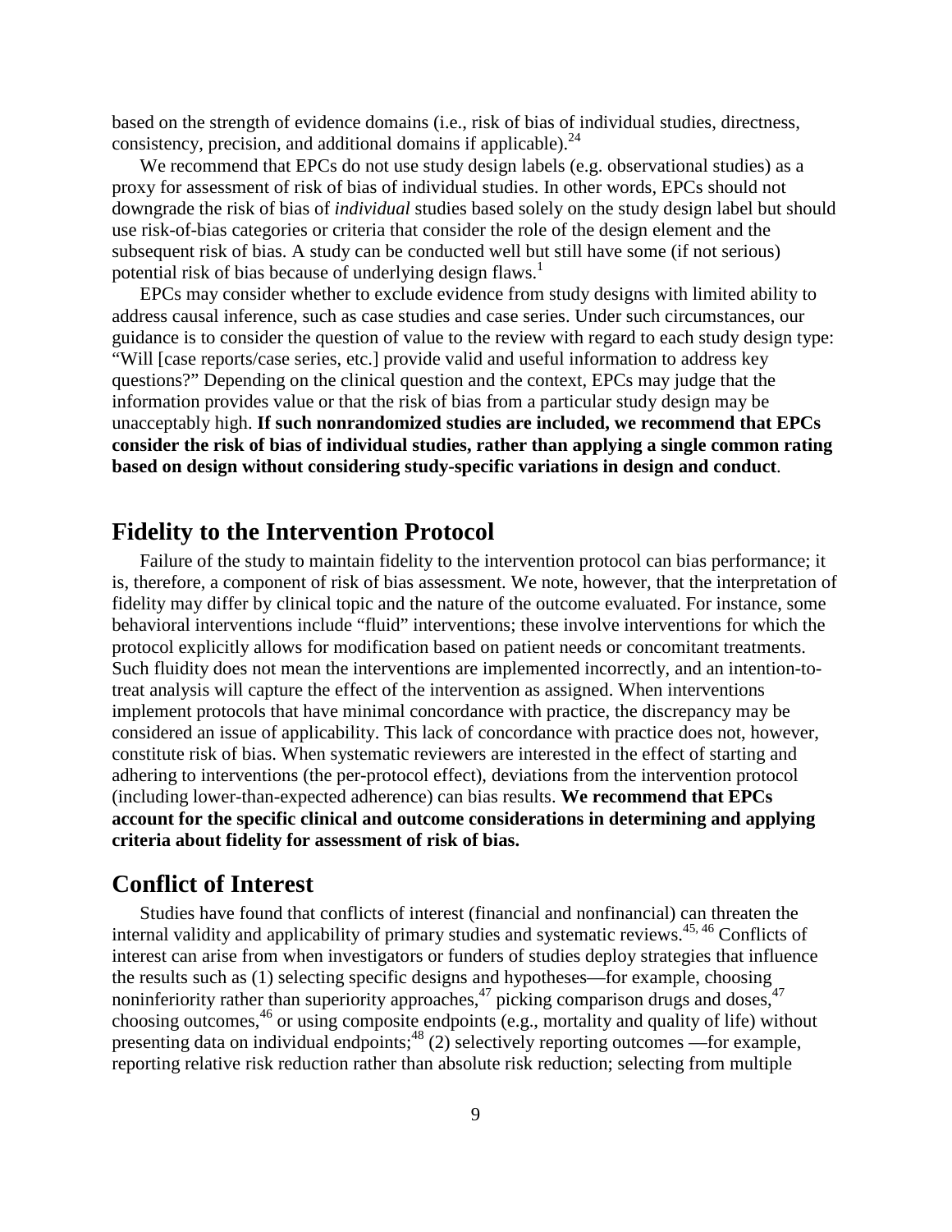based on the strength of evidence domains (i.e., risk of bias of individual studies, directness, consistency, precision, and additional domains if applicable).[24]

We recommend that EPCs do not use study design labels (e.g. observational studies) as a proxy for assessment of risk of bias of individual studies. In other words, EPCs should not downgrade the risk of bias of *individual* studies based solely on the study design label but should use risk-of-bias categories or criteria that consider the role of the design element and the subsequent risk of bias. A study can be conducted well but still have some (if not serious) potential risk of bias because of underlying design flaws.[1]

EPCs may consider whether to exclude evidence from study designs with limited ability to address causal inference, such as case studies and case series. Under such circumstances, our guidance is to consider the question of value to the review with regard to each study design type: "Will [case reports/case series, etc.] provide valid and useful information to address key questions?" Depending on the clinical question and the context, EPCs may judge that the information provides value or that the risk of bias from a particular study design may be unacceptably high. **If such nonrandomized studies are included, we recommend that EPCs consider the risk of bias of individual studies, rather than applying a single common rating based on design without considering study-specific variations in design and conduct**.

## Fidelity to the Intervention Protocol

Failure of the study to maintain fidelity to the intervention protocol can bias performance; it is, therefore, a component of risk of bias assessment. We note, however, that the interpretation of fidelity may differ by clinical topic and the nature of the outcome evaluated. For instance, some behavioral interventions include "fluid" interventions; these involve interventions for which the protocol explicitly allows for modification based on patient needs or concomitant treatments. Such fluidity does not mean the interventions are implemented incorrectly, and an intention-to-treat analysis will capture the effect of the intervention as assigned. When interventions implement protocols that have minimal concordance with practice, the discrepancy may be considered an issue of applicability. This lack of concordance with practice does not, however, constitute risk of bias. When systematic reviewers are interested in the effect of starting and adhering to interventions (the per-protocol effect), deviations from the intervention protocol (including lower-than-expected adherence) can bias results. **We recommend that EPCs account for the specific clinical and outcome considerations in determining and applying criteria about fidelity for assessment of risk of bias.**

## Conflict of Interest

Studies have found that conflicts of interest (financial and nonfinancial) can threaten the internal validity and applicability of primary studies and systematic reviews.[45, 46] Conflicts of interest can arise from when investigators or funders of studies deploy strategies that influence the results such as (1) selecting specific designs and hypotheses—for example, choosing noninferiority rather than superiority approaches,[47] picking comparison drugs and doses,[47] choosing outcomes,[46] or using composite endpoints (e.g., mortality and quality of life) without presenting data on individual endpoints;[48] (2) selectively reporting outcomes —for example, reporting relative risk reduction rather than absolute risk reduction; selecting from multiple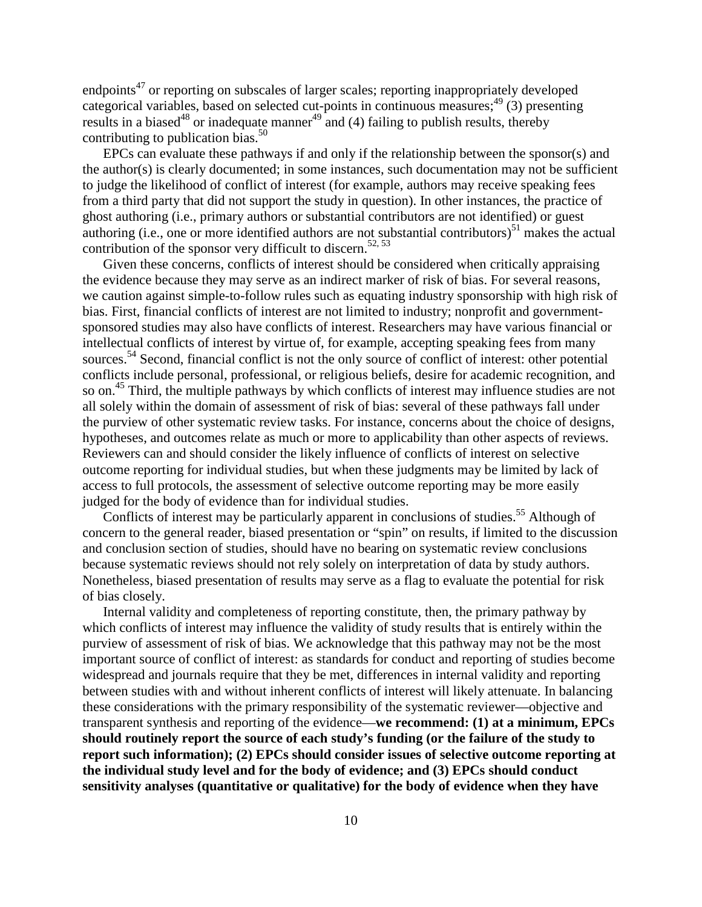endpoints[47] or reporting on subscales of larger scales; reporting inappropriately developed categorical variables, based on selected cut-points in continuous measures;[49] (3) presenting results in a biased[48] or inadequate manner[49] and (4) failing to publish results, thereby contributing to publication bias.[50]

EPCs can evaluate these pathways if and only if the relationship between the sponsor(s) and the author(s) is clearly documented; in some instances, such documentation may not be sufficient to judge the likelihood of conflict of interest (for example, authors may receive speaking fees from a third party that did not support the study in question). In other instances, the practice of ghost authoring (i.e., primary authors or substantial contributors are not identified) or guest authoring (i.e., one or more identified authors are not substantial contributors)[51] makes the actual contribution of the sponsor very difficult to discern.[52, 53]

Given these concerns, conflicts of interest should be considered when critically appraising the evidence because they may serve as an indirect marker of risk of bias. For several reasons, we caution against simple-to-follow rules such as equating industry sponsorship with high risk of bias. First, financial conflicts of interest are not limited to industry; nonprofit and government-sponsored studies may also have conflicts of interest. Researchers may have various financial or intellectual conflicts of interest by virtue of, for example, accepting speaking fees from many sources.[54] Second, financial conflict is not the only source of conflict of interest: other potential conflicts include personal, professional, or religious beliefs, desire for academic recognition, and so on.[45] Third, the multiple pathways by which conflicts of interest may influence studies are not all solely within the domain of assessment of risk of bias: several of these pathways fall under the purview of other systematic review tasks. For instance, concerns about the choice of designs, hypotheses, and outcomes relate as much or more to applicability than other aspects of reviews. Reviewers can and should consider the likely influence of conflicts of interest on selective outcome reporting for individual studies, but when these judgments may be limited by lack of access to full protocols, the assessment of selective outcome reporting may be more easily judged for the body of evidence than for individual studies.

Conflicts of interest may be particularly apparent in conclusions of studies.[55] Although of concern to the general reader, biased presentation or "spin" on results, if limited to the discussion and conclusion section of studies, should have no bearing on systematic review conclusions because systematic reviews should not rely solely on interpretation of data by study authors. Nonetheless, biased presentation of results may serve as a flag to evaluate the potential for risk of bias closely.

Internal validity and completeness of reporting constitute, then, the primary pathway by which conflicts of interest may influence the validity of study results that is entirely within the purview of assessment of risk of bias. We acknowledge that this pathway may not be the most important source of conflict of interest: as standards for conduct and reporting of studies become widespread and journals require that they be met, differences in internal validity and reporting between studies with and without inherent conflicts of interest will likely attenuate. In balancing these considerations with the primary responsibility of the systematic reviewer—objective and transparent synthesis and reporting of the evidence—**we recommend: (1) at a minimum, EPCs should routinely report the source of each study's funding (or the failure of the study to report such information); (2) EPCs should consider issues of selective outcome reporting at the individual study level and for the body of evidence; and (3) EPCs should conduct sensitivity analyses (quantitative or qualitative) for the body of evidence when they have**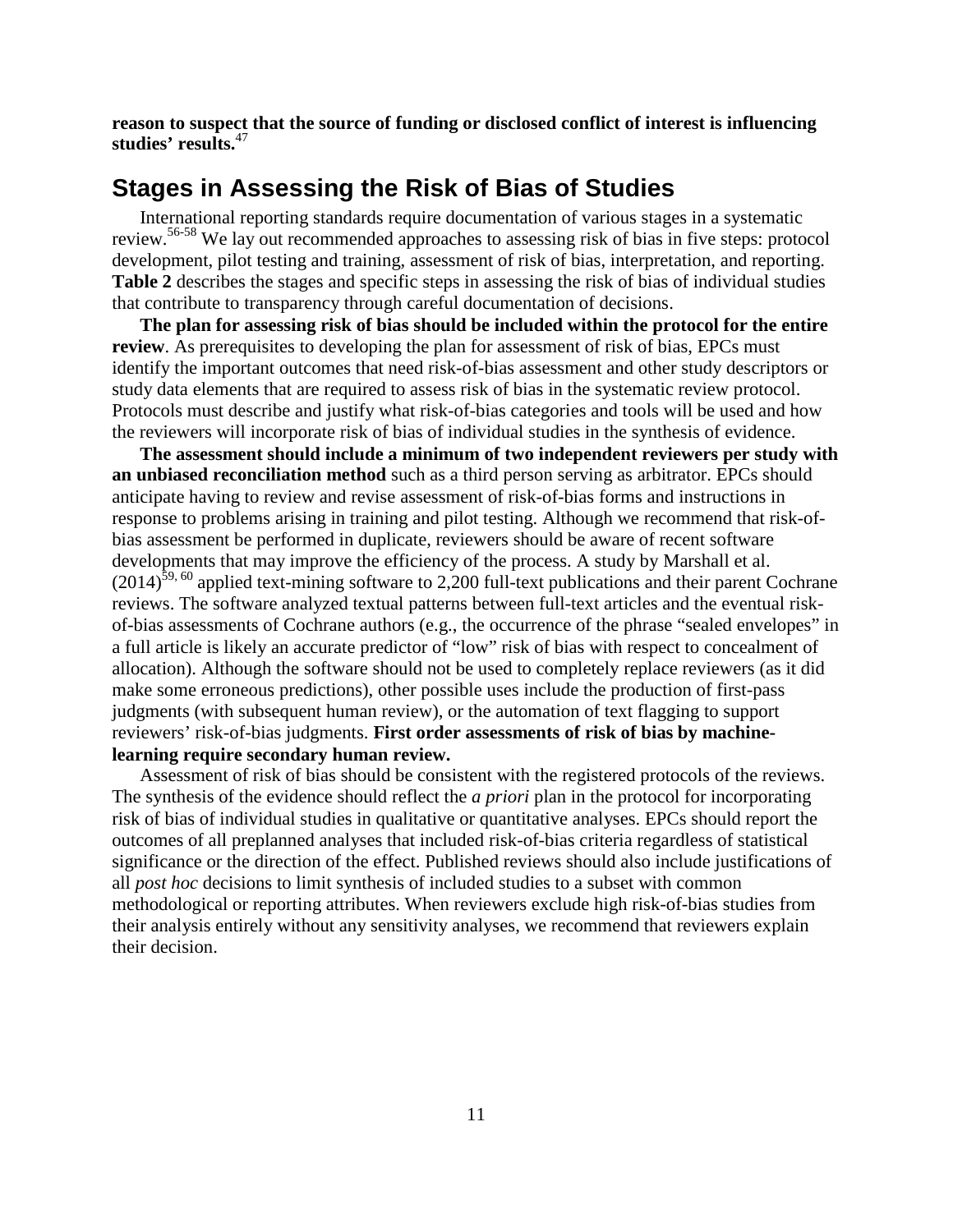**reason to suspect that the source of funding or disclosed conflict of interest is influencing studies' results.**[47]

## Stages in Assessing the Risk of Bias of Studies

International reporting standards require documentation of various stages in a systematic review.[56-58] We lay out recommended approaches to assessing risk of bias in five steps: protocol development, pilot testing and training, assessment of risk of bias, interpretation, and reporting. **Table 2** describes the stages and specific steps in assessing the risk of bias of individual studies that contribute to transparency through careful documentation of decisions.

**The plan for assessing risk of bias should be included within the protocol for the entire review**. As prerequisites to developing the plan for assessment of risk of bias, EPCs must identify the important outcomes that need risk-of-bias assessment and other study descriptors or study data elements that are required to assess risk of bias in the systematic review protocol. Protocols must describe and justify what risk-of-bias categories and tools will be used and how the reviewers will incorporate risk of bias of individual studies in the synthesis of evidence.

**The assessment should include a minimum of two independent reviewers per study with an unbiased reconciliation method** such as a third person serving as arbitrator. EPCs should anticipate having to review and revise assessment of risk-of-bias forms and instructions in response to problems arising in training and pilot testing. Although we recommend that risk-of-bias assessment be performed in duplicate, reviewers should be aware of recent software developments that may improve the efficiency of the process. A study by Marshall et al. (2014)[59, 60] applied text-mining software to 2,200 full-text publications and their parent Cochrane reviews. The software analyzed textual patterns between full-text articles and the eventual risk-of-bias assessments of Cochrane authors (e.g., the occurrence of the phrase "sealed envelopes" in a full article is likely an accurate predictor of "low" risk of bias with respect to concealment of allocation). Although the software should not be used to completely replace reviewers (as it did make some erroneous predictions), other possible uses include the production of first-pass judgments (with subsequent human review), or the automation of text flagging to support reviewers' risk-of-bias judgments. **First order assessments of risk of bias by machine-learning require secondary human review.**

Assessment of risk of bias should be consistent with the registered protocols of the reviews. The synthesis of the evidence should reflect the *a priori* plan in the protocol for incorporating risk of bias of individual studies in qualitative or quantitative analyses. EPCs should report the outcomes of all preplanned analyses that included risk-of-bias criteria regardless of statistical significance or the direction of the effect. Published reviews should also include justifications of all *post hoc* decisions to limit synthesis of included studies to a subset with common methodological or reporting attributes. When reviewers exclude high risk-of-bias studies from their analysis entirely without any sensitivity analyses, we recommend that reviewers explain their decision.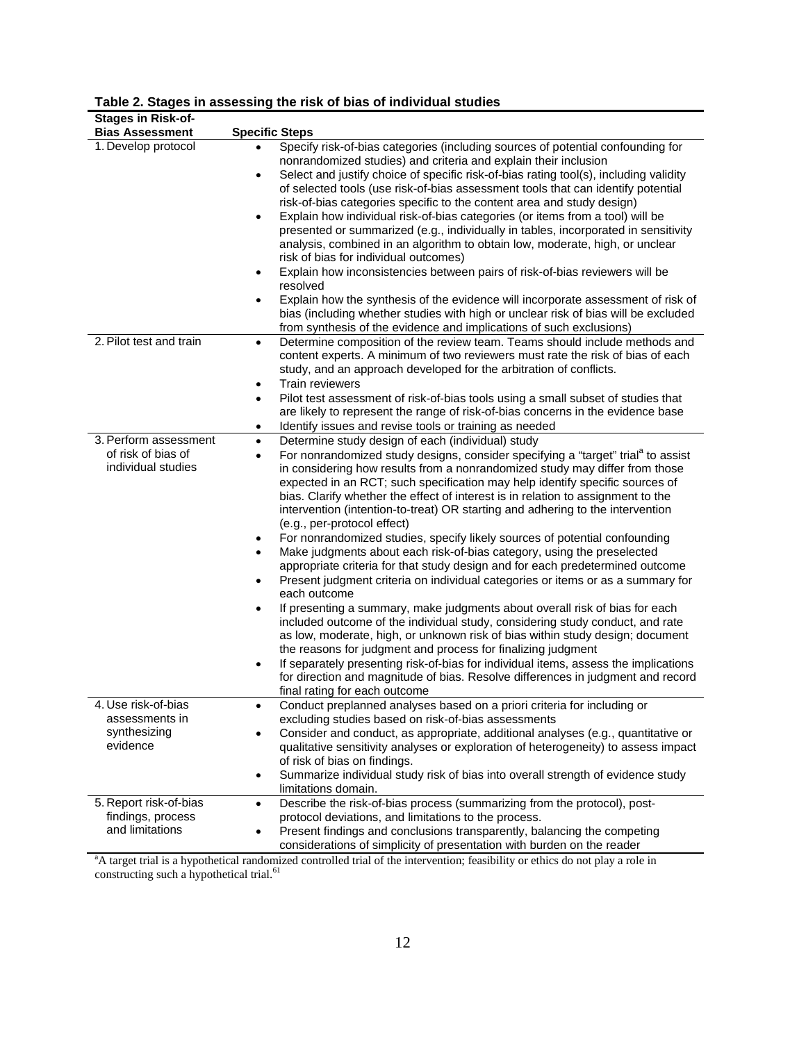**Table 2. Stages in assessing the risk of bias of individual studies**

| Stages in Risk-of-Bias Assessment | Specific Steps |
|---|---|
| 1. Develop protocol | • Specify risk-of-bias categories (including sources of potential confounding for nonrandomized studies) and criteria and explain their inclusion<br>• Select and justify choice of specific risk-of-bias rating tool(s), including validity of selected tools (use risk-of-bias assessment tools that can identify potential risk-of-bias categories specific to the content area and study design)<br>• Explain how individual risk-of-bias categories (or items from a tool) will be presented or summarized (e.g., individually in tables, incorporated in sensitivity analysis, combined in an algorithm to obtain low, moderate, high, or unclear risk of bias for individual outcomes)<br>• Explain how inconsistencies between pairs of risk-of-bias reviewers will be resolved<br>• Explain how the synthesis of the evidence will incorporate assessment of risk of bias (including whether studies with high or unclear risk of bias will be excluded from synthesis of the evidence and implications of such exclusions) |
| 2. Pilot test and train | • Determine composition of the review team. Teams should include methods and content experts. A minimum of two reviewers must rate the risk of bias of each study, and an approach developed for the arbitration of conflicts.<br>• Train reviewers<br>• Pilot test assessment of risk-of-bias tools using a small subset of studies that are likely to represent the range of risk-of-bias concerns in the evidence base<br>• Identify issues and revise tools or training as needed |
| 3. Perform assessment of risk of bias of individual studies | • Determine study design of each (individual) study<br>• For nonrandomized study designs, consider specifying a “target” trial[a] to assist in considering how results from a nonrandomized study may differ from those expected in an RCT; such specification may help identify specific sources of bias. Clarify whether the effect of interest is in relation to assignment to the intervention (intention-to-treat) OR starting and adhering to the intervention (e.g., per-protocol effect)<br>• For nonrandomized studies, specify likely sources of potential confounding<br>• Make judgments about each risk-of-bias category, using the preselected appropriate criteria for that study design and for each predetermined outcome<br>• Present judgment criteria on individual categories or items or as a summary for each outcome<br>• If presenting a summary, make judgments about overall risk of bias for each included outcome of the individual study, considering study conduct, and rate as low, moderate, high, or unknown risk of bias within study design; document the reasons for judgment and process for finalizing judgment<br>• If separately presenting risk-of-bias for individual items, assess the implications for direction and magnitude of bias. Resolve differences in judgment and record final rating for each outcome |
| 4. Use risk-of-bias assessments in synthesizing evidence | • Conduct preplanned analyses based on a priori criteria for including or excluding studies based on risk-of-bias assessments<br>• Consider and conduct, as appropriate, additional analyses (e.g., quantitative or qualitative sensitivity analyses or exploration of heterogeneity) to assess impact of risk of bias on findings.<br>• Summarize individual study risk of bias into overall strength of evidence study limitations domain. |
| 5. Report risk-of-bias findings, process and limitations | • Describe the risk-of-bias process (summarizing from the protocol), post-protocol deviations, and limitations to the process.<br>• Present findings and conclusions transparently, balancing the competing considerations of simplicity of presentation with burden on the reader |

[a]A target trial is a hypothetical randomized controlled trial of the intervention; feasibility or ethics do not play a role in constructing such a hypothetical trial.[61]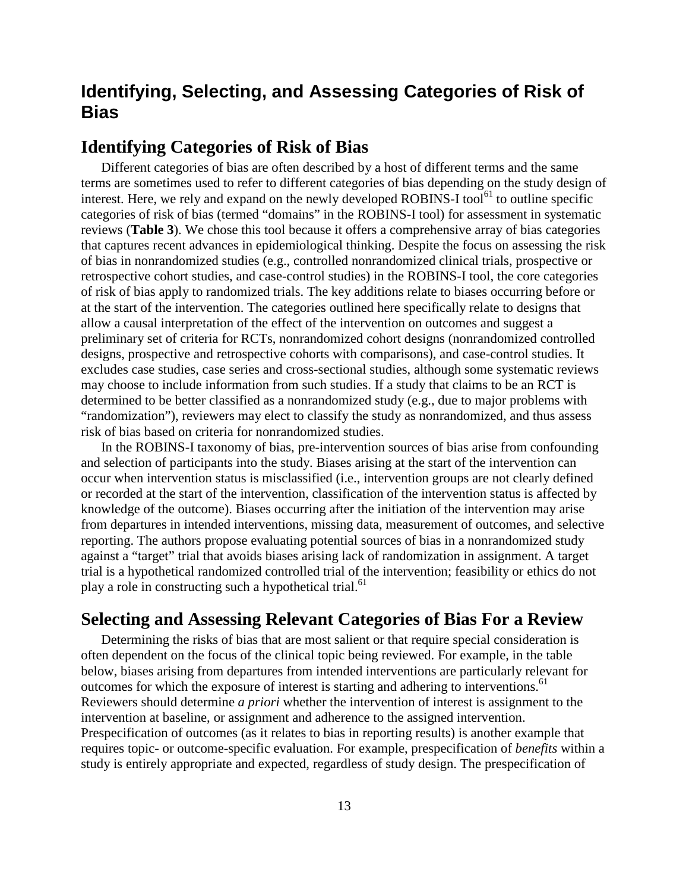## Identifying, Selecting, and Assessing Categories of Risk of Bias

### Identifying Categories of Risk of Bias

Different categories of bias are often described by a host of different terms and the same terms are sometimes used to refer to different categories of bias depending on the study design of interest. Here, we rely and expand on the newly developed ROBINS-I tool[61] to outline specific categories of risk of bias (termed "domains" in the ROBINS-I tool) for assessment in systematic reviews (**Table 3**). We chose this tool because it offers a comprehensive array of bias categories that captures recent advances in epidemiological thinking. Despite the focus on assessing the risk of bias in nonrandomized studies (e.g., controlled nonrandomized clinical trials, prospective or retrospective cohort studies, and case-control studies) in the ROBINS-I tool, the core categories of risk of bias apply to randomized trials. The key additions relate to biases occurring before or at the start of the intervention. The categories outlined here specifically relate to designs that allow a causal interpretation of the effect of the intervention on outcomes and suggest a preliminary set of criteria for RCTs, nonrandomized cohort designs (nonrandomized controlled designs, prospective and retrospective cohorts with comparisons), and case-control studies. It excludes case studies, case series and cross-sectional studies, although some systematic reviews may choose to include information from such studies. If a study that claims to be an RCT is determined to be better classified as a nonrandomized study (e.g., due to major problems with "randomization"), reviewers may elect to classify the study as nonrandomized, and thus assess risk of bias based on criteria for nonrandomized studies.

In the ROBINS-I taxonomy of bias, pre-intervention sources of bias arise from confounding and selection of participants into the study. Biases arising at the start of the intervention can occur when intervention status is misclassified (i.e., intervention groups are not clearly defined or recorded at the start of the intervention, classification of the intervention status is affected by knowledge of the outcome). Biases occurring after the initiation of the intervention may arise from departures in intended interventions, missing data, measurement of outcomes, and selective reporting. The authors propose evaluating potential sources of bias in a nonrandomized study against a "target" trial that avoids biases arising lack of randomization in assignment. A target trial is a hypothetical randomized controlled trial of the intervention; feasibility or ethics do not play a role in constructing such a hypothetical trial.[61]

### Selecting and Assessing Relevant Categories of Bias For a Review

Determining the risks of bias that are most salient or that require special consideration is often dependent on the focus of the clinical topic being reviewed. For example, in the table below, biases arising from departures from intended interventions are particularly relevant for outcomes for which the exposure of interest is starting and adhering to interventions.[61] Reviewers should determine *a priori* whether the intervention of interest is assignment to the intervention at baseline, or assignment and adherence to the assigned intervention. Prespecification of outcomes (as it relates to bias in reporting results) is another example that requires topic- or outcome-specific evaluation. For example, prespecification of *benefits* within a study is entirely appropriate and expected, regardless of study design. The prespecification of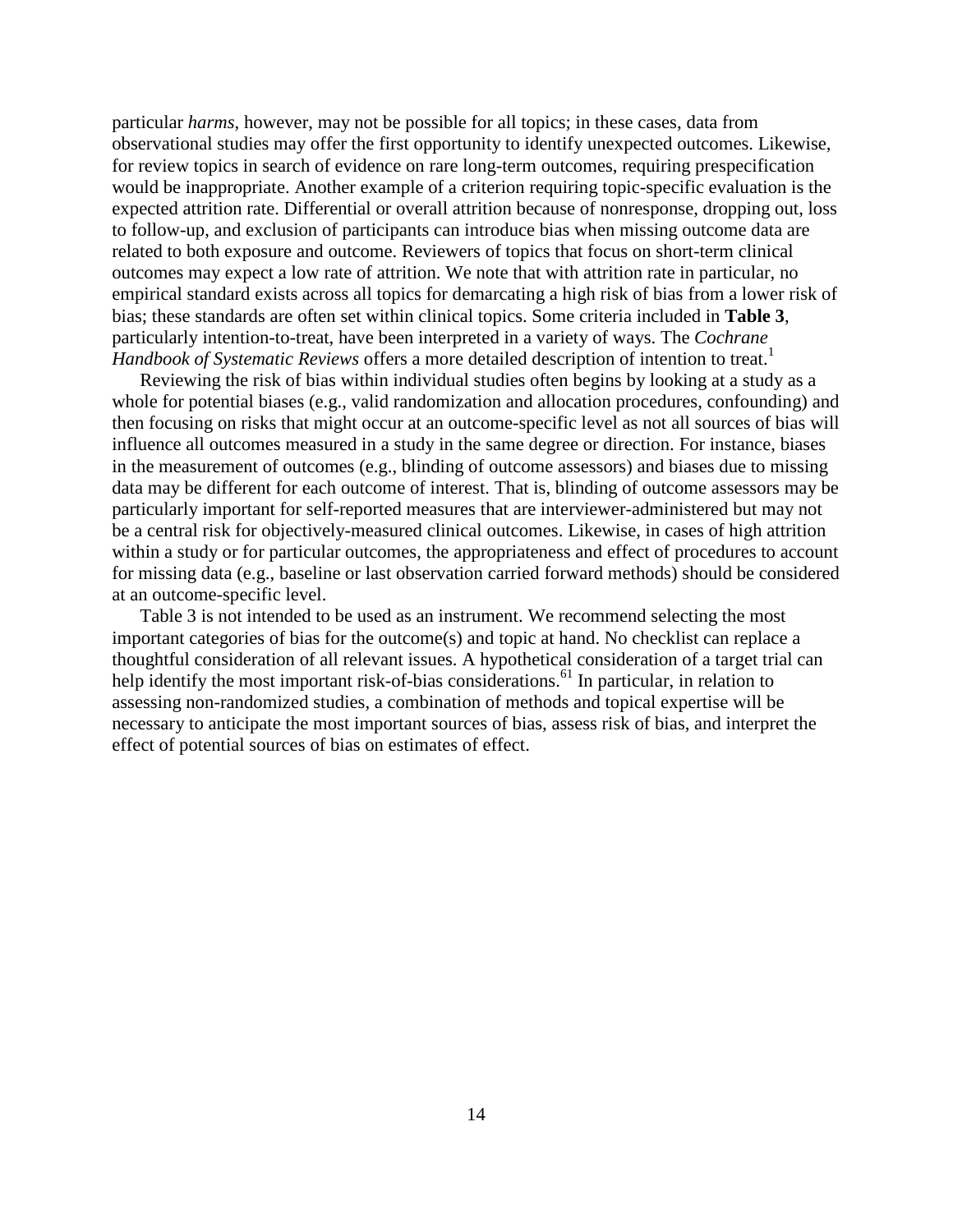particular *harms*, however, may not be possible for all topics; in these cases, data from observational studies may offer the first opportunity to identify unexpected outcomes. Likewise, for review topics in search of evidence on rare long-term outcomes, requiring prespecification would be inappropriate. Another example of a criterion requiring topic-specific evaluation is the expected attrition rate. Differential or overall attrition because of nonresponse, dropping out, loss to follow-up, and exclusion of participants can introduce bias when missing outcome data are related to both exposure and outcome. Reviewers of topics that focus on short-term clinical outcomes may expect a low rate of attrition. We note that with attrition rate in particular, no empirical standard exists across all topics for demarcating a high risk of bias from a lower risk of bias; these standards are often set within clinical topics. Some criteria included in **Table 3**, particularly intention-to-treat, have been interpreted in a variety of ways. The *Cochrane Handbook of Systematic Reviews* offers a more detailed description of intention to treat.[1]

Reviewing the risk of bias within individual studies often begins by looking at a study as a whole for potential biases (e.g., valid randomization and allocation procedures, confounding) and then focusing on risks that might occur at an outcome-specific level as not all sources of bias will influence all outcomes measured in a study in the same degree or direction. For instance, biases in the measurement of outcomes (e.g., blinding of outcome assessors) and biases due to missing data may be different for each outcome of interest. That is, blinding of outcome assessors may be particularly important for self-reported measures that are interviewer-administered but may not be a central risk for objectively-measured clinical outcomes. Likewise, in cases of high attrition within a study or for particular outcomes, the appropriateness and effect of procedures to account for missing data (e.g., baseline or last observation carried forward methods) should be considered at an outcome-specific level.

Table 3 is not intended to be used as an instrument. We recommend selecting the most important categories of bias for the outcome(s) and topic at hand. No checklist can replace a thoughtful consideration of all relevant issues. A hypothetical consideration of a target trial can help identify the most important risk-of-bias considerations.[61] In particular, in relation to assessing non-randomized studies, a combination of methods and topical expertise will be necessary to anticipate the most important sources of bias, assess risk of bias, and interpret the effect of potential sources of bias on estimates of effect.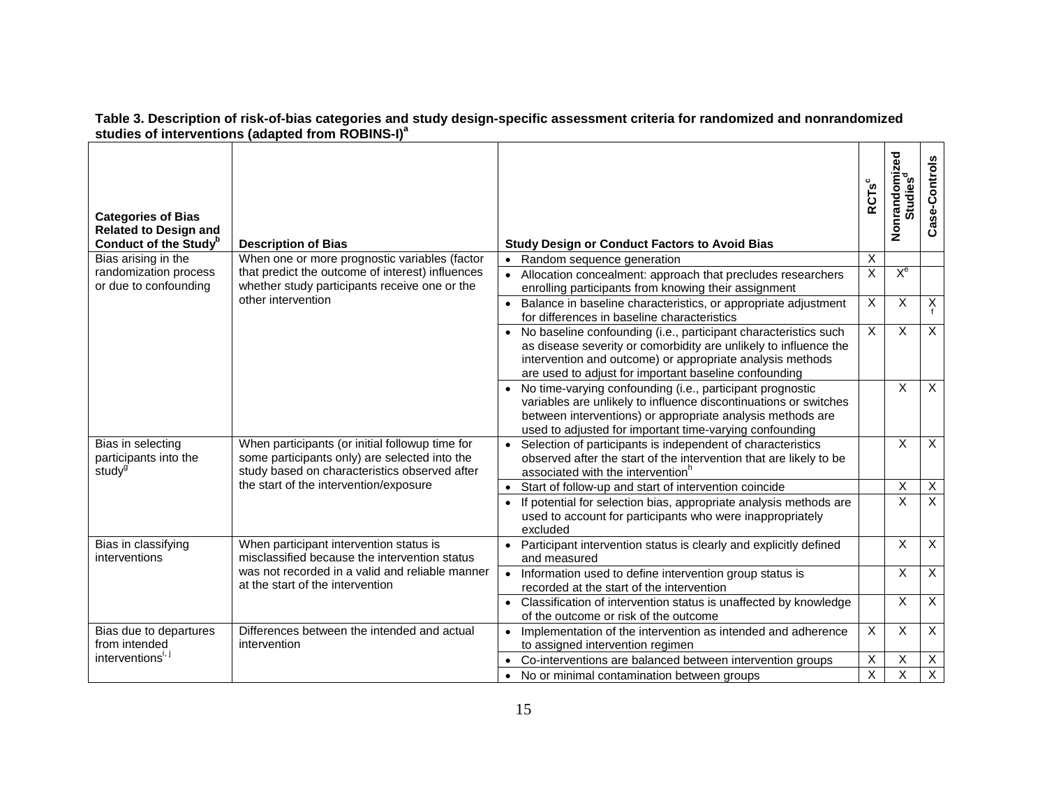**Table 3. Description of risk-of-bias categories and study design-specific assessment criteria for randomized and nonrandomized studies of interventions (adapted from ROBINS-I)[a]**

| Categories of Bias Related to Design and Conduct of the Study[b] | Description of Bias | Study Design or Conduct Factors to Avoid Bias | RCTs[c] | Nonrandomized Studies[d] | Case-Controls |
|---|---|---|---|---|---|
| Bias arising in the randomization process or due to confounding | When one or more prognostic variables (factor that predict the outcome of interest) influences whether study participants receive one or the other intervention | • Random sequence generation | X | | |
| | | • Allocation concealment: approach that precludes researchers enrolling participants from knowing their assignment | X | X[e] | |
| | | • Balance in baseline characteristics, or appropriate adjustment for differences in baseline characteristics | X | X | X[f] |
| | | • No baseline confounding (i.e., participant characteristics such as disease severity or comorbidity are unlikely to influence the intervention and outcome) or appropriate analysis methods are used to adjust for important baseline confounding | X | X | X |
| | | • No time-varying confounding (i.e., participant prognostic variables are unlikely to influence discontinuations or switches between interventions) or appropriate analysis methods are used to adjusted for important time-varying confounding | | X | X |
| Bias in selecting participants into the study[g] | When participants (or initial followup time for some participants only) are selected into the study based on characteristics observed after the start of the intervention/exposure | • Selection of participants is independent of characteristics observed after the start of the intervention that are likely to be associated with the intervention[h] | | X | X |
| | | • Start of follow-up and start of intervention coincide | | X | X |
| | | • If potential for selection bias, appropriate analysis methods are used to account for participants who were inappropriately excluded | | X | X |
| Bias in classifying interventions | When participant intervention status is misclassified because the intervention status was not recorded in a valid and reliable manner at the start of the intervention | • Participant intervention status is clearly and explicitly defined and measured | | X | X |
| | | • Information used to define intervention group status is recorded at the start of the intervention | | X | X |
| | | • Classification of intervention status is unaffected by knowledge of the outcome or risk of the outcome | | X | X |
| Bias due to departures from intended interventions[i, j] | Differences between the intended and actual intervention | • Implementation of the intervention as intended and adherence to assigned intervention regimen | X | X | X |
| | | • Co-interventions are balanced between intervention groups | X | X | X |
| | | • No or minimal contamination between groups | X | X | X |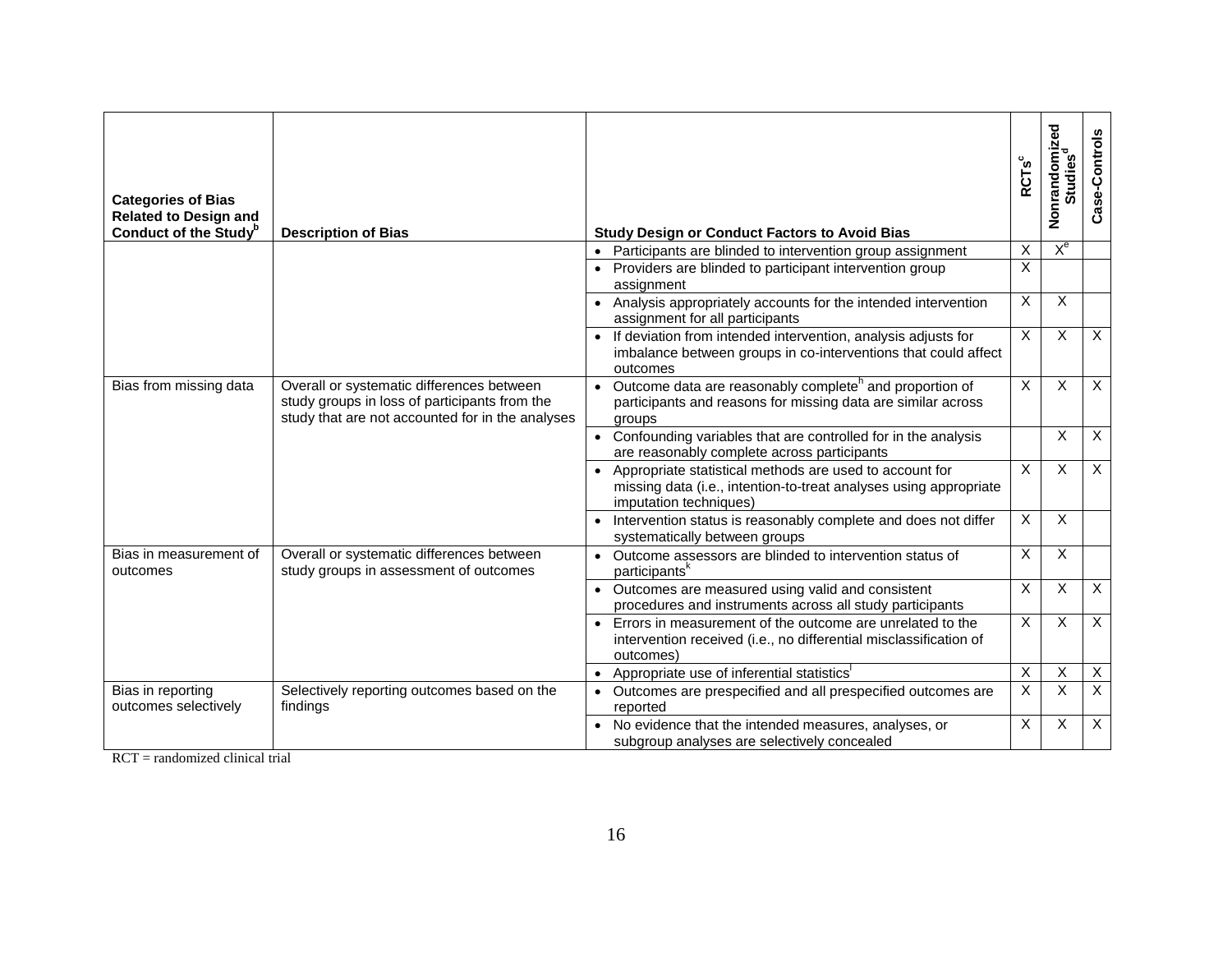| Categories of Bias Related to Design and Conduct of the Study[b] | Description of Bias | Study Design or Conduct Factors to Avoid Bias | RCTs[c] | Nonrandomized Studies[d] | Case-Controls |
|---|---|---|---|---|---|
| | | • Participants are blinded to intervention group assignment | X | X[e] | |
| | | • Providers are blinded to participant intervention group assignment | X | | |
| | | • Analysis appropriately accounts for the intended intervention assignment for all participants | X | X | |
| | | • If deviation from intended intervention, analysis adjusts for imbalance between groups in co-interventions that could affect outcomes | X | X | X |
| Bias from missing data | Overall or systematic differences between study groups in loss of participants from the study that are not accounted for in the analyses | • Outcome data are reasonably complete[h] and proportion of participants and reasons for missing data are similar across groups | X | X | X |
| | | • Confounding variables that are controlled for in the analysis are reasonably complete across participants | | X | X |
| | | • Appropriate statistical methods are used to account for missing data (i.e., intention-to-treat analyses using appropriate imputation techniques) | X | X | X |
| | | • Intervention status is reasonably complete and does not differ systematically between groups | X | X | |
| Bias in measurement of outcomes | Overall or systematic differences between study groups in assessment of outcomes | • Outcome assessors are blinded to intervention status of participants[k] | X | X | |
| | | • Outcomes are measured using valid and consistent procedures and instruments across all study participants | X | X | X |
| | | • Errors in measurement of the outcome are unrelated to the intervention received (i.e., no differential misclassification of outcomes) | X | X | X |
| | | • Appropriate use of inferential statistics[l] | X | X | X |
| Bias in reporting outcomes selectively | Selectively reporting outcomes based on the findings | • Outcomes are prespecified and all prespecified outcomes are reported | X | X | X |
| | | • No evidence that the intended measures, analyses, or subgroup analyses are selectively concealed | X | X | X |

RCT = randomized clinical trial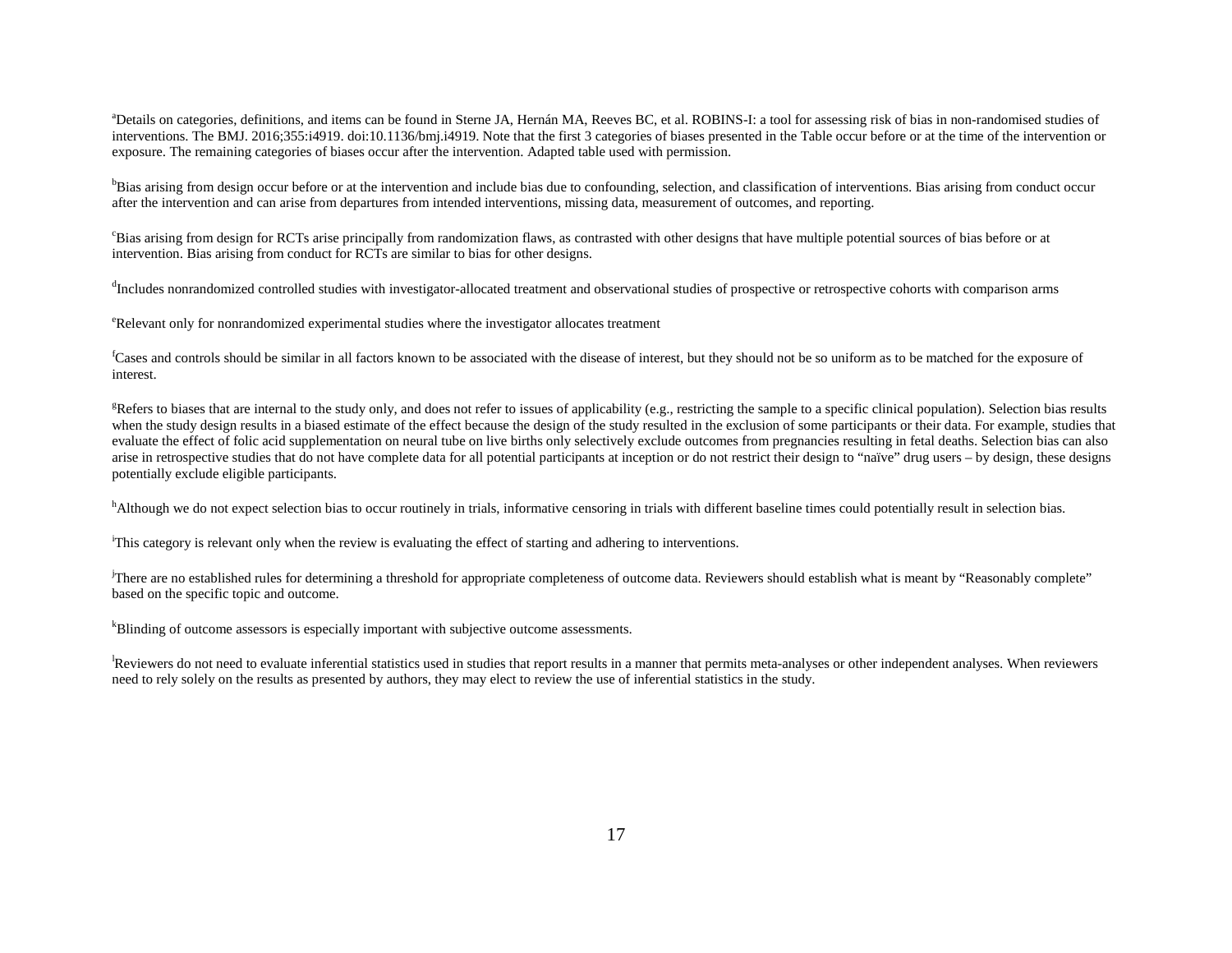[a]Details on categories, definitions, and items can be found in Sterne JA, Hernán MA, Reeves BC, et al. ROBINS-I: a tool for assessing risk of bias in non-randomised studies of interventions. The BMJ. 2016;355:i4919. doi:10.1136/bmj.i4919. Note that the first 3 categories of biases presented in the Table occur before or at the time of the intervention or exposure. The remaining categories of biases occur after the intervention. Adapted table used with permission.

[b]Bias arising from design occur before or at the intervention and include bias due to confounding, selection, and classification of interventions. Bias arising from conduct occur after the intervention and can arise from departures from intended interventions, missing data, measurement of outcomes, and reporting.

[c]Bias arising from design for RCTs arise principally from randomization flaws, as contrasted with other designs that have multiple potential sources of bias before or at intervention. Bias arising from conduct for RCTs are similar to bias for other designs.

[d]Includes nonrandomized controlled studies with investigator-allocated treatment and observational studies of prospective or retrospective cohorts with comparison arms

[e]Relevant only for nonrandomized experimental studies where the investigator allocates treatment

[f]Cases and controls should be similar in all factors known to be associated with the disease of interest, but they should not be so uniform as to be matched for the exposure of interest.

[g]Refers to biases that are internal to the study only, and does not refer to issues of applicability (e.g., restricting the sample to a specific clinical population). Selection bias results when the study design results in a biased estimate of the effect because the design of the study resulted in the exclusion of some participants or their data. For example, studies that evaluate the effect of folic acid supplementation on neural tube on live births only selectively exclude outcomes from pregnancies resulting in fetal deaths. Selection bias can also arise in retrospective studies that do not have complete data for all potential participants at inception or do not restrict their design to "naïve" drug users – by design, these designs potentially exclude eligible participants.

[h]Although we do not expect selection bias to occur routinely in trials, informative censoring in trials with different baseline times could potentially result in selection bias.

[i]This category is relevant only when the review is evaluating the effect of starting and adhering to interventions.

[j]There are no established rules for determining a threshold for appropriate completeness of outcome data. Reviewers should establish what is meant by "Reasonably complete" based on the specific topic and outcome.

[k]Blinding of outcome assessors is especially important with subjective outcome assessments.

[l]Reviewers do not need to evaluate inferential statistics used in studies that report results in a manner that permits meta-analyses or other independent analyses. When reviewers need to rely solely on the results as presented by authors, they may elect to review the use of inferential statistics in the study.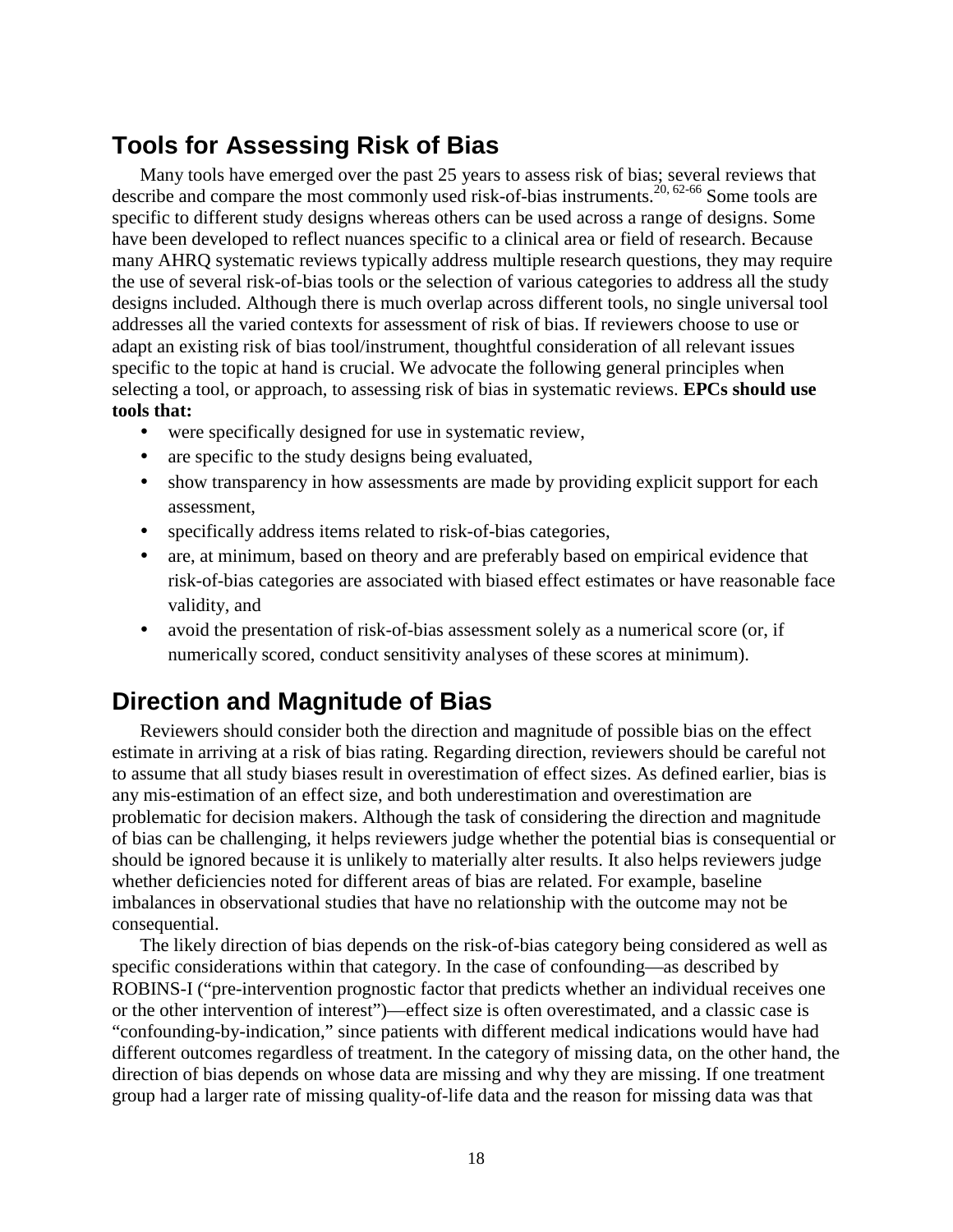## Tools for Assessing Risk of Bias

Many tools have emerged over the past 25 years to assess risk of bias; several reviews that describe and compare the most commonly used risk-of-bias instruments.[20, 62-66] Some tools are specific to different study designs whereas others can be used across a range of designs. Some have been developed to reflect nuances specific to a clinical area or field of research. Because many AHRQ systematic reviews typically address multiple research questions, they may require the use of several risk-of-bias tools or the selection of various categories to address all the study designs included. Although there is much overlap across different tools, no single universal tool addresses all the varied contexts for assessment of risk of bias. If reviewers choose to use or adapt an existing risk of bias tool/instrument, thoughtful consideration of all relevant issues specific to the topic at hand is crucial. We advocate the following general principles when selecting a tool, or approach, to assessing risk of bias in systematic reviews. **EPCs should use tools that:**

- were specifically designed for use in systematic review,
- are specific to the study designs being evaluated,
- show transparency in how assessments are made by providing explicit support for each assessment,
- specifically address items related to risk-of-bias categories,
- are, at minimum, based on theory and are preferably based on empirical evidence that risk-of-bias categories are associated with biased effect estimates or have reasonable face validity, and
- avoid the presentation of risk-of-bias assessment solely as a numerical score (or, if numerically scored, conduct sensitivity analyses of these scores at minimum).

## Direction and Magnitude of Bias

Reviewers should consider both the direction and magnitude of possible bias on the effect estimate in arriving at a risk of bias rating. Regarding direction, reviewers should be careful not to assume that all study biases result in overestimation of effect sizes. As defined earlier, bias is any mis-estimation of an effect size, and both underestimation and overestimation are problematic for decision makers. Although the task of considering the direction and magnitude of bias can be challenging, it helps reviewers judge whether the potential bias is consequential or should be ignored because it is unlikely to materially alter results. It also helps reviewers judge whether deficiencies noted for different areas of bias are related. For example, baseline imbalances in observational studies that have no relationship with the outcome may not be consequential.

The likely direction of bias depends on the risk-of-bias category being considered as well as specific considerations within that category. In the case of confounding—as described by ROBINS-I ("pre-intervention prognostic factor that predicts whether an individual receives one or the other intervention of interest")—effect size is often overestimated, and a classic case is "confounding-by-indication," since patients with different medical indications would have had different outcomes regardless of treatment. In the category of missing data, on the other hand, the direction of bias depends on whose data are missing and why they are missing. If one treatment group had a larger rate of missing quality-of-life data and the reason for missing data was that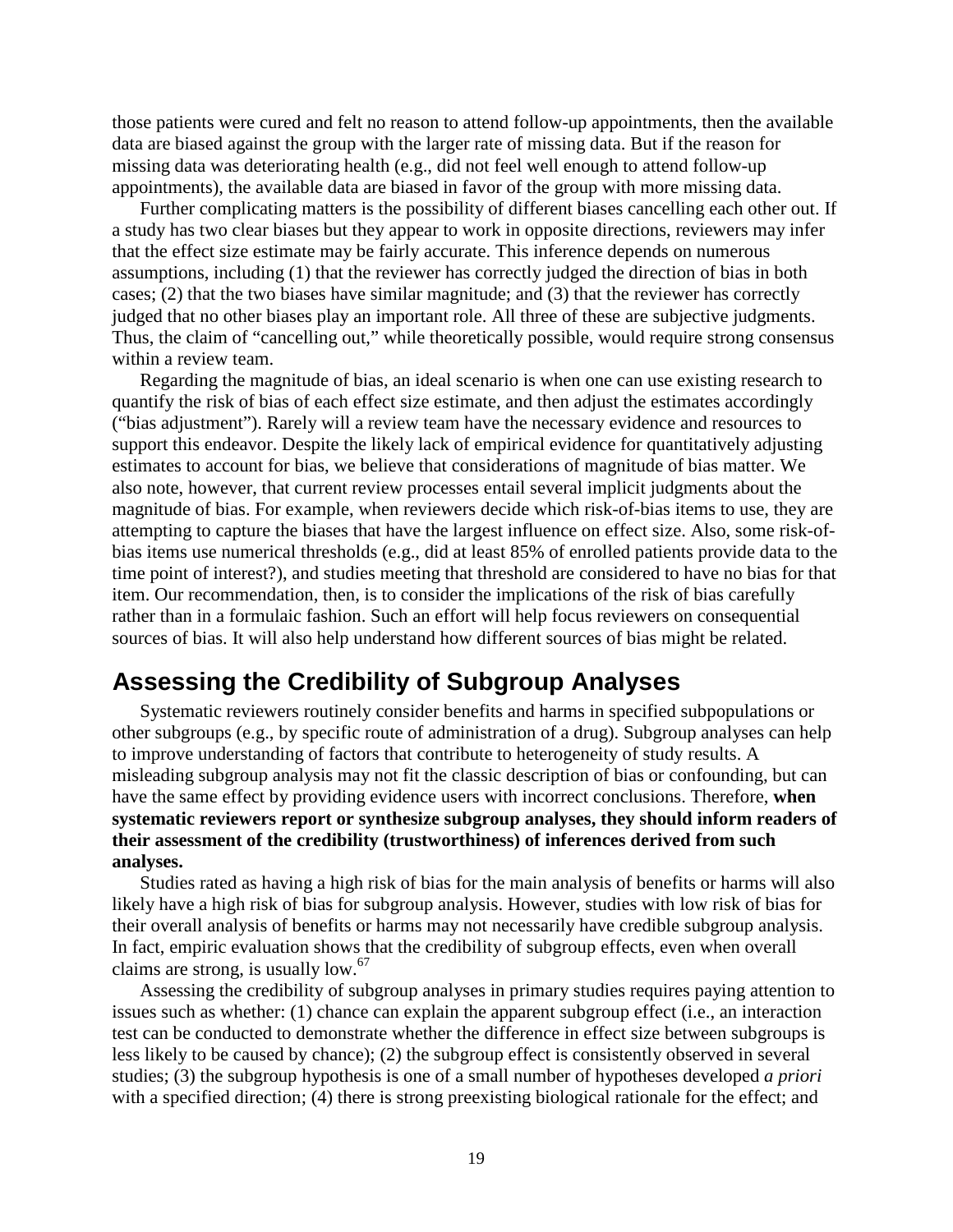those patients were cured and felt no reason to attend follow-up appointments, then the available data are biased against the group with the larger rate of missing data. But if the reason for missing data was deteriorating health (e.g., did not feel well enough to attend follow-up appointments), the available data are biased in favor of the group with more missing data.

Further complicating matters is the possibility of different biases cancelling each other out. If a study has two clear biases but they appear to work in opposite directions, reviewers may infer that the effect size estimate may be fairly accurate. This inference depends on numerous assumptions, including (1) that the reviewer has correctly judged the direction of bias in both cases; (2) that the two biases have similar magnitude; and (3) that the reviewer has correctly judged that no other biases play an important role. All three of these are subjective judgments. Thus, the claim of "cancelling out," while theoretically possible, would require strong consensus within a review team.

Regarding the magnitude of bias, an ideal scenario is when one can use existing research to quantify the risk of bias of each effect size estimate, and then adjust the estimates accordingly ("bias adjustment"). Rarely will a review team have the necessary evidence and resources to support this endeavor. Despite the likely lack of empirical evidence for quantitatively adjusting estimates to account for bias, we believe that considerations of magnitude of bias matter. We also note, however, that current review processes entail several implicit judgments about the magnitude of bias. For example, when reviewers decide which risk-of-bias items to use, they are attempting to capture the biases that have the largest influence on effect size. Also, some risk-of-bias items use numerical thresholds (e.g., did at least 85% of enrolled patients provide data to the time point of interest?), and studies meeting that threshold are considered to have no bias for that item. Our recommendation, then, is to consider the implications of the risk of bias carefully rather than in a formulaic fashion. Such an effort will help focus reviewers on consequential sources of bias. It will also help understand how different sources of bias might be related.

## Assessing the Credibility of Subgroup Analyses

Systematic reviewers routinely consider benefits and harms in specified subpopulations or other subgroups (e.g., by specific route of administration of a drug). Subgroup analyses can help to improve understanding of factors that contribute to heterogeneity of study results. A misleading subgroup analysis may not fit the classic description of bias or confounding, but can have the same effect by providing evidence users with incorrect conclusions. Therefore, **when systematic reviewers report or synthesize subgroup analyses, they should inform readers of their assessment of the credibility (trustworthiness) of inferences derived from such analyses.**

Studies rated as having a high risk of bias for the main analysis of benefits or harms will also likely have a high risk of bias for subgroup analysis. However, studies with low risk of bias for their overall analysis of benefits or harms may not necessarily have credible subgroup analysis. In fact, empiric evaluation shows that the credibility of subgroup effects, even when overall claims are strong, is usually low.[67]

Assessing the credibility of subgroup analyses in primary studies requires paying attention to issues such as whether: (1) chance can explain the apparent subgroup effect (i.e., an interaction test can be conducted to demonstrate whether the difference in effect size between subgroups is less likely to be caused by chance); (2) the subgroup effect is consistently observed in several studies; (3) the subgroup hypothesis is one of a small number of hypotheses developed *a priori* with a specified direction; (4) there is strong preexisting biological rationale for the effect; and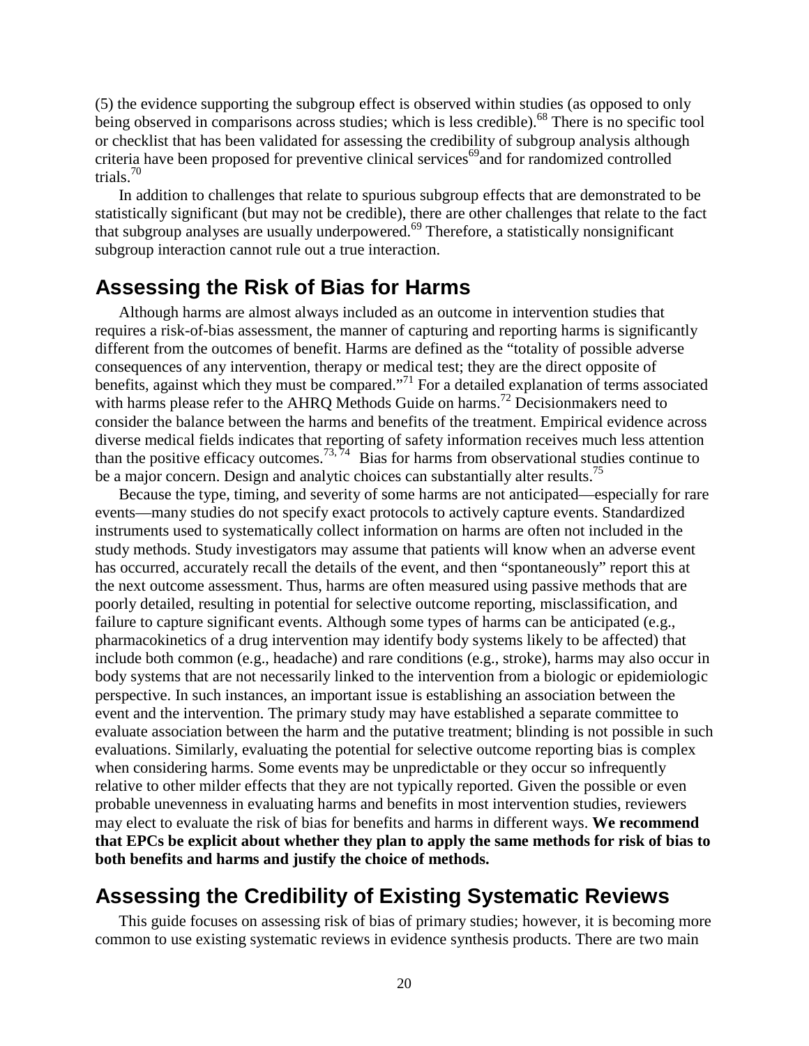(5) the evidence supporting the subgroup effect is observed within studies (as opposed to only being observed in comparisons across studies; which is less credible).[68] There is no specific tool or checklist that has been validated for assessing the credibility of subgroup analysis although criteria have been proposed for preventive clinical services[69]and for randomized controlled trials.[70]

In addition to challenges that relate to spurious subgroup effects that are demonstrated to be statistically significant (but may not be credible), there are other challenges that relate to the fact that subgroup analyses are usually underpowered.[69] Therefore, a statistically nonsignificant subgroup interaction cannot rule out a true interaction.

## Assessing the Risk of Bias for Harms

Although harms are almost always included as an outcome in intervention studies that requires a risk-of-bias assessment, the manner of capturing and reporting harms is significantly different from the outcomes of benefit. Harms are defined as the "totality of possible adverse consequences of any intervention, therapy or medical test; they are the direct opposite of benefits, against which they must be compared."[71] For a detailed explanation of terms associated with harms please refer to the AHRQ Methods Guide on harms.[72] Decisionmakers need to consider the balance between the harms and benefits of the treatment. Empirical evidence across diverse medical fields indicates that reporting of safety information receives much less attention than the positive efficacy outcomes.[73, 74] Bias for harms from observational studies continue to be a major concern. Design and analytic choices can substantially alter results.[75]

Because the type, timing, and severity of some harms are not anticipated—especially for rare events—many studies do not specify exact protocols to actively capture events. Standardized instruments used to systematically collect information on harms are often not included in the study methods. Study investigators may assume that patients will know when an adverse event has occurred, accurately recall the details of the event, and then "spontaneously" report this at the next outcome assessment. Thus, harms are often measured using passive methods that are poorly detailed, resulting in potential for selective outcome reporting, misclassification, and failure to capture significant events. Although some types of harms can be anticipated (e.g., pharmacokinetics of a drug intervention may identify body systems likely to be affected) that include both common (e.g., headache) and rare conditions (e.g., stroke), harms may also occur in body systems that are not necessarily linked to the intervention from a biologic or epidemiologic perspective. In such instances, an important issue is establishing an association between the event and the intervention. The primary study may have established a separate committee to evaluate association between the harm and the putative treatment; blinding is not possible in such evaluations. Similarly, evaluating the potential for selective outcome reporting bias is complex when considering harms. Some events may be unpredictable or they occur so infrequently relative to other milder effects that they are not typically reported. Given the possible or even probable unevenness in evaluating harms and benefits in most intervention studies, reviewers may elect to evaluate the risk of bias for benefits and harms in different ways. **We recommend that EPCs be explicit about whether they plan to apply the same methods for risk of bias to both benefits and harms and justify the choice of methods.**

## Assessing the Credibility of Existing Systematic Reviews

This guide focuses on assessing risk of bias of primary studies; however, it is becoming more common to use existing systematic reviews in evidence synthesis products. There are two main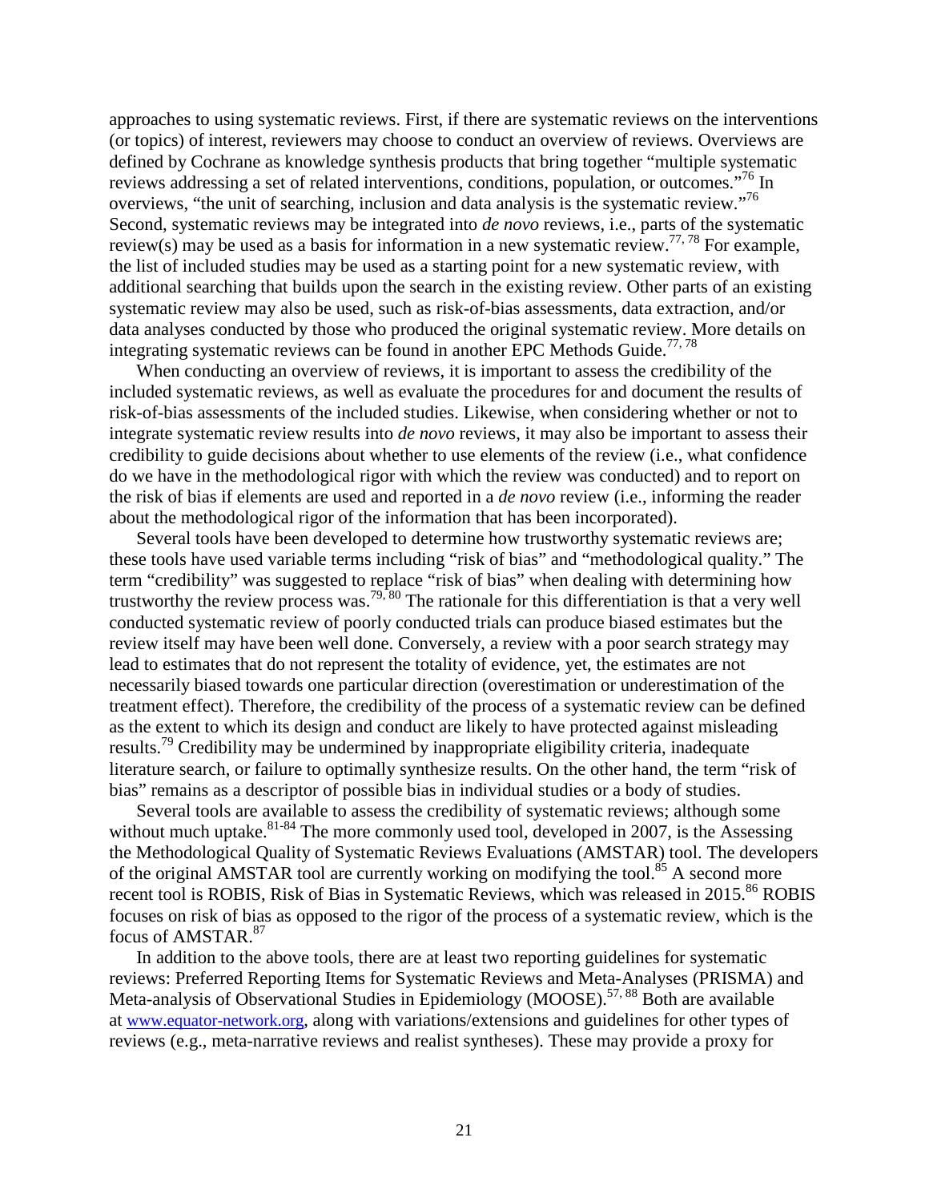approaches to using systematic reviews. First, if there are systematic reviews on the interventions (or topics) of interest, reviewers may choose to conduct an overview of reviews. Overviews are defined by Cochrane as knowledge synthesis products that bring together "multiple systematic reviews addressing a set of related interventions, conditions, population, or outcomes."[76] In overviews, "the unit of searching, inclusion and data analysis is the systematic review."[76] Second, systematic reviews may be integrated into *de novo* reviews, i.e., parts of the systematic review(s) may be used as a basis for information in a new systematic review.[77, 78] For example, the list of included studies may be used as a starting point for a new systematic review, with additional searching that builds upon the search in the existing review. Other parts of an existing systematic review may also be used, such as risk-of-bias assessments, data extraction, and/or data analyses conducted by those who produced the original systematic review. More details on integrating systematic reviews can be found in another EPC Methods Guide.[77, 78]

When conducting an overview of reviews, it is important to assess the credibility of the included systematic reviews, as well as evaluate the procedures for and document the results of risk-of-bias assessments of the included studies. Likewise, when considering whether or not to integrate systematic review results into *de novo* reviews, it may also be important to assess their credibility to guide decisions about whether to use elements of the review (i.e., what confidence do we have in the methodological rigor with which the review was conducted) and to report on the risk of bias if elements are used and reported in a *de novo* review (i.e., informing the reader about the methodological rigor of the information that has been incorporated).

Several tools have been developed to determine how trustworthy systematic reviews are; these tools have used variable terms including "risk of bias" and "methodological quality." The term "credibility" was suggested to replace "risk of bias" when dealing with determining how trustworthy the review process was.[79, 80] The rationale for this differentiation is that a very well conducted systematic review of poorly conducted trials can produce biased estimates but the review itself may have been well done. Conversely, a review with a poor search strategy may lead to estimates that do not represent the totality of evidence, yet, the estimates are not necessarily biased towards one particular direction (overestimation or underestimation of the treatment effect). Therefore, the credibility of the process of a systematic review can be defined as the extent to which its design and conduct are likely to have protected against misleading results.[79] Credibility may be undermined by inappropriate eligibility criteria, inadequate literature search, or failure to optimally synthesize results. On the other hand, the term "risk of bias" remains as a descriptor of possible bias in individual studies or a body of studies.

Several tools are available to assess the credibility of systematic reviews; although some without much uptake.[81-84] The more commonly used tool, developed in 2007, is the Assessing the Methodological Quality of Systematic Reviews Evaluations (AMSTAR) tool. The developers of the original AMSTAR tool are currently working on modifying the tool.[85] A second more recent tool is ROBIS, Risk of Bias in Systematic Reviews, which was released in 2015.[86] ROBIS focuses on risk of bias as opposed to the rigor of the process of a systematic review, which is the focus of AMSTAR.[87]

In addition to the above tools, there are at least two reporting guidelines for systematic reviews: Preferred Reporting Items for Systematic Reviews and Meta-Analyses (PRISMA) and Meta-analysis of Observational Studies in Epidemiology (MOOSE).[57, 88] Both are available at www.equator-network.org, along with variations/extensions and guidelines for other types of reviews (e.g., meta-narrative reviews and realist syntheses). These may provide a proxy for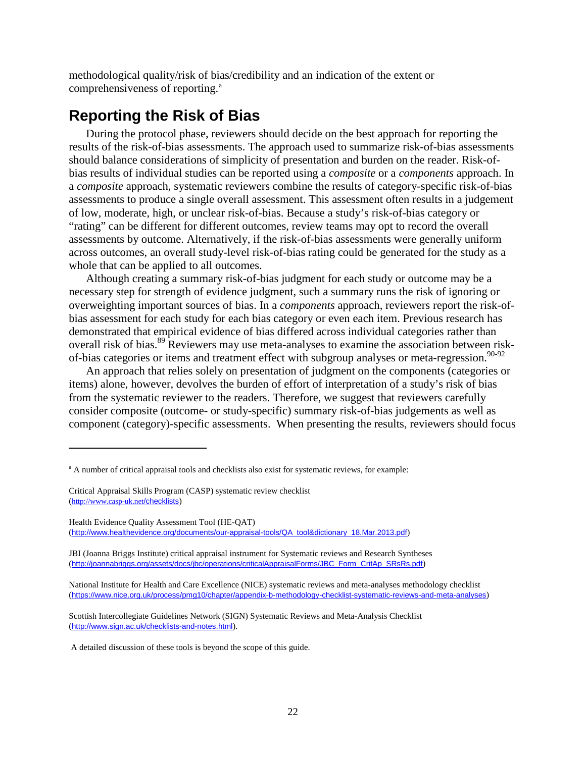methodological quality/risk of bias/credibility and an indication of the extent or comprehensiveness of reporting.[a]

## Reporting the Risk of Bias

During the protocol phase, reviewers should decide on the best approach for reporting the results of the risk-of-bias assessments. The approach used to summarize risk-of-bias assessments should balance considerations of simplicity of presentation and burden on the reader. Risk-of-bias results of individual studies can be reported using a *composite* or a *components* approach. In a *composite* approach, systematic reviewers combine the results of category-specific risk-of-bias assessments to produce a single overall assessment. This assessment often results in a judgement of low, moderate, high, or unclear risk-of-bias. Because a study's risk-of-bias category or "rating" can be different for different outcomes, review teams may opt to record the overall assessments by outcome. Alternatively, if the risk-of-bias assessments were generally uniform across outcomes, an overall study-level risk-of-bias rating could be generated for the study as a whole that can be applied to all outcomes.

Although creating a summary risk-of-bias judgment for each study or outcome may be a necessary step for strength of evidence judgment, such a summary runs the risk of ignoring or overweighting important sources of bias. In a *components* approach, reviewers report the risk-of-bias assessment for each study for each bias category or even each item. Previous research has demonstrated that empirical evidence of bias differed across individual categories rather than overall risk of bias.[89] Reviewers may use meta-analyses to examine the association between risk-of-bias categories or items and treatment effect with subgroup analyses or meta-regression.[90-92]

An approach that relies solely on presentation of judgment on the components (categories or items) alone, however, devolves the burden of effort of interpretation of a study's risk of bias from the systematic reviewer to the readers. Therefore, we suggest that reviewers carefully consider composite (outcome- or study-specific) summary risk-of-bias judgements as well as component (category)-specific assessments. When presenting the results, reviewers should focus

---

[a] A number of critical appraisal tools and checklists also exist for systematic reviews, for example:

Critical Appraisal Skills Program (CASP) systematic review checklist (http://www.casp-uk.net/checklists)

Health Evidence Quality Assessment Tool (HE-QAT) (http://www.healthevidence.org/documents/our-appraisal-tools/QA_tool&dictionary_18.Mar.2013.pdf)

JBI (Joanna Briggs Institute) critical appraisal instrument for Systematic reviews and Research Syntheses (http://joannabriggs.org/assets/docs/jbc/operations/criticalAppraisalForms/JBC_Form_CritAp_SRsRs.pdf)

National Institute for Health and Care Excellence (NICE) systematic reviews and meta-analyses methodology checklist (https://www.nice.org.uk/process/pmg10/chapter/appendix-b-methodology-checklist-systematic-reviews-and-meta-analyses)

Scottish Intercollegiate Guidelines Network (SIGN) Systematic Reviews and Meta-Analysis Checklist (http://www.sign.ac.uk/checklists-and-notes.html).

A detailed discussion of these tools is beyond the scope of this guide.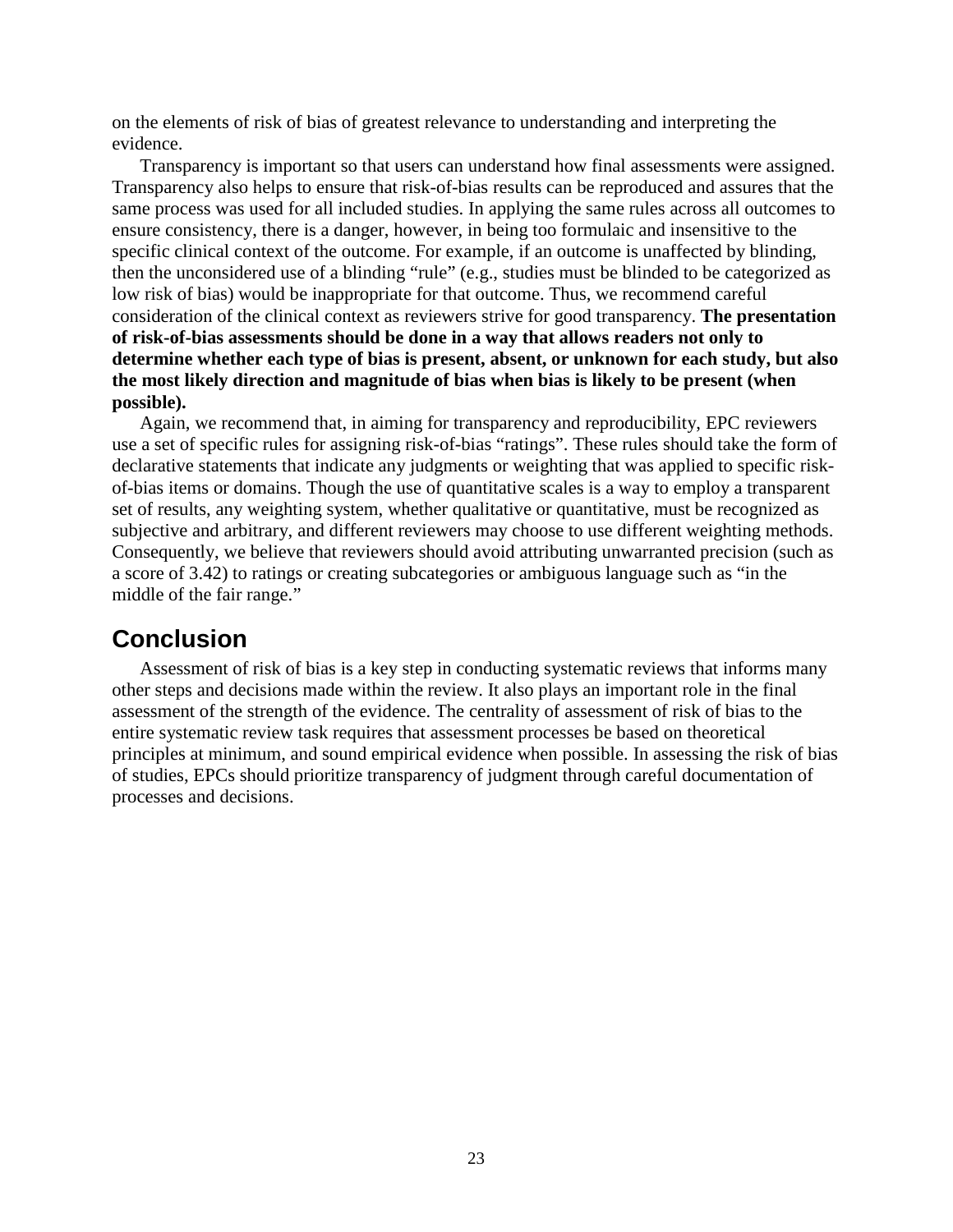on the elements of risk of bias of greatest relevance to understanding and interpreting the evidence.

Transparency is important so that users can understand how final assessments were assigned. Transparency also helps to ensure that risk-of-bias results can be reproduced and assures that the same process was used for all included studies. In applying the same rules across all outcomes to ensure consistency, there is a danger, however, in being too formulaic and insensitive to the specific clinical context of the outcome. For example, if an outcome is unaffected by blinding, then the unconsidered use of a blinding "rule" (e.g., studies must be blinded to be categorized as low risk of bias) would be inappropriate for that outcome. Thus, we recommend careful consideration of the clinical context as reviewers strive for good transparency. **The presentation of risk-of-bias assessments should be done in a way that allows readers not only to determine whether each type of bias is present, absent, or unknown for each study, but also the most likely direction and magnitude of bias when bias is likely to be present (when possible).**

Again, we recommend that, in aiming for transparency and reproducibility, EPC reviewers use a set of specific rules for assigning risk-of-bias "ratings". These rules should take the form of declarative statements that indicate any judgments or weighting that was applied to specific risk-of-bias items or domains. Though the use of quantitative scales is a way to employ a transparent set of results, any weighting system, whether qualitative or quantitative, must be recognized as subjective and arbitrary, and different reviewers may choose to use different weighting methods. Consequently, we believe that reviewers should avoid attributing unwarranted precision (such as a score of 3.42) to ratings or creating subcategories or ambiguous language such as "in the middle of the fair range."

## Conclusion

Assessment of risk of bias is a key step in conducting systematic reviews that informs many other steps and decisions made within the review. It also plays an important role in the final assessment of the strength of the evidence. The centrality of assessment of risk of bias to the entire systematic review task requires that assessment processes be based on theoretical principles at minimum, and sound empirical evidence when possible. In assessing the risk of bias of studies, EPCs should prioritize transparency of judgment through careful documentation of processes and decisions.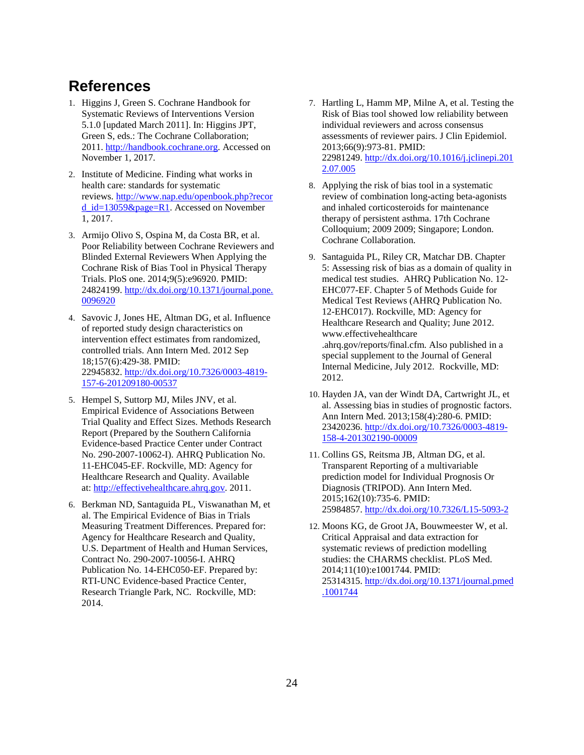# References

1. Higgins J, Green S. Cochrane Handbook for Systematic Reviews of Interventions Version 5.1.0 [updated March 2011]. In: Higgins JPT, Green S, eds.: The Cochrane Collaboration; 2011. http://handbook.cochrane.org. Accessed on November 1, 2017.

2. Institute of Medicine. Finding what works in health care: standards for systematic reviews. http://www.nap.edu/openbook.php?record_id=13059&page=R1. Accessed on November 1, 2017.

3. Armijo Olivo S, Ospina M, da Costa BR, et al. Poor Reliability between Cochrane Reviewers and Blinded External Reviewers When Applying the Cochrane Risk of Bias Tool in Physical Therapy Trials. PloS one. 2014;9(5):e96920. PMID: 24824199. http://dx.doi.org/10.1371/journal.pone.0096920

4. Savovic J, Jones HE, Altman DG, et al. Influence of reported study design characteristics on intervention effect estimates from randomized, controlled trials. Ann Intern Med. 2012 Sep 18;157(6):429-38. PMID: 22945832. http://dx.doi.org/10.7326/0003-4819-157-6-201209180-00537

5. Hempel S, Suttorp MJ, Miles JNV, et al. Empirical Evidence of Associations Between Trial Quality and Effect Sizes. Methods Research Report (Prepared by the Southern California Evidence-based Practice Center under Contract No. 290-2007-10062-I). AHRQ Publication No. 11-EHC045-EF. Rockville, MD: Agency for Healthcare Research and Quality. Available at: http://effectivehealthcare.ahrq.gov. 2011.

6. Berkman ND, Santaguida PL, Viswanathan M, et al. The Empirical Evidence of Bias in Trials Measuring Treatment Differences. Prepared for: Agency for Healthcare Research and Quality, U.S. Department of Health and Human Services, Contract No. 290-2007-10056-I. AHRQ Publication No. 14-EHC050-EF. Prepared by: RTI-UNC Evidence-based Practice Center, Research Triangle Park, NC. Rockville, MD: 2014.

7. Hartling L, Hamm MP, Milne A, et al. Testing the Risk of Bias tool showed low reliability between individual reviewers and across consensus assessments of reviewer pairs. J Clin Epidemiol. 2013;66(9):973-81. PMID: 22981249. http://dx.doi.org/10.1016/j.jclinepi.2012.07.005

8. Applying the risk of bias tool in a systematic review of combination long-acting beta-agonists and inhaled corticosteroids for maintenance therapy of persistent asthma. 17th Cochrane Colloquium; 2009 2009; Singapore; London. Cochrane Collaboration.

9. Santaguida PL, Riley CR, Matchar DB. Chapter 5: Assessing risk of bias as a domain of quality in medical test studies. AHRQ Publication No. 12-EHC077-EF. Chapter 5 of Methods Guide for Medical Test Reviews (AHRQ Publication No. 12-EHC017). Rockville, MD: Agency for Healthcare Research and Quality; June 2012. www.effectivehealthcare.ahrq.gov/reports/final.cfm. Also published in a special supplement to the Journal of General Internal Medicine, July 2012. Rockville, MD: 2012.

10. Hayden JA, van der Windt DA, Cartwright JL, et al. Assessing bias in studies of prognostic factors. Ann Intern Med. 2013;158(4):280-6. PMID: 23420236. http://dx.doi.org/10.7326/0003-4819-158-4-201302190-00009

11. Collins GS, Reitsma JB, Altman DG, et al. Transparent Reporting of a multivariable prediction model for Individual Prognosis Or Diagnosis (TRIPOD). Ann Intern Med. 2015;162(10):735-6. PMID: 25984857. http://dx.doi.org/10.7326/L15-5093-2

12. Moons KG, de Groot JA, Bouwmeester W, et al. Critical Appraisal and data extraction for systematic reviews of prediction modelling studies: the CHARMS checklist. PLoS Med. 2014;11(10):e1001744. PMID: 25314315. http://dx.doi.org/10.1371/journal.pmed.1001744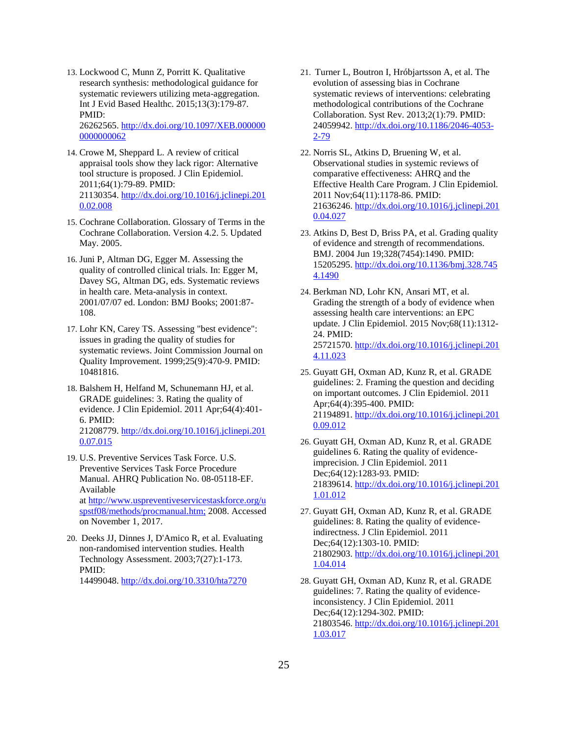13. Lockwood C, Munn Z, Porritt K. Qualitative research synthesis: methodological guidance for systematic reviewers utilizing meta-aggregation. Int J Evid Based Healthc. 2015;13(3):179-87. PMID: 26262565. http://dx.doi.org/10.1097/XEB.0000000000000062

14. Crowe M, Sheppard L. A review of critical appraisal tools show they lack rigor: Alternative tool structure is proposed. J Clin Epidemiol. 2011;64(1):79-89. PMID: 21130354. http://dx.doi.org/10.1016/j.jclinepi.2010.02.008

15. Cochrane Collaboration. Glossary of Terms in the Cochrane Collaboration. Version 4.2. 5. Updated May. 2005.

16. Juni P, Altman DG, Egger M. Assessing the quality of controlled clinical trials. In: Egger M, Davey SG, Altman DG, eds. Systematic reviews in health care. Meta-analysis in context. 2001/07/07 ed. London: BMJ Books; 2001:87-108.

17. Lohr KN, Carey TS. Assessing "best evidence": issues in grading the quality of studies for systematic reviews. Joint Commission Journal on Quality Improvement. 1999;25(9):470-9. PMID: 10481816.

18. Balshem H, Helfand M, Schunemann HJ, et al. GRADE guidelines: 3. Rating the quality of evidence. J Clin Epidemiol. 2011 Apr;64(4):401-6. PMID: 21208779. http://dx.doi.org/10.1016/j.jclinepi.2010.07.015

19. U.S. Preventive Services Task Force. U.S. Preventive Services Task Force Procedure Manual. AHRQ Publication No. 08-05118-EF. Available at http://www.uspreventiveservicestaskforce.org/uspstf08/methods/procmanual.htm; 2008. Accessed on November 1, 2017.

20. Deeks JJ, Dinnes J, D'Amico R, et al. Evaluating non-randomised intervention studies. Health Technology Assessment. 2003;7(27):1-173. PMID: 14499048. http://dx.doi.org/10.3310/hta7270

21. Turner L, Boutron I, Hróbjartsson A, et al. The evolution of assessing bias in Cochrane systematic reviews of interventions: celebrating methodological contributions of the Cochrane Collaboration. Syst Rev. 2013;2(1):79. PMID: 24059942. http://dx.doi.org/10.1186/2046-4053-2-79

22. Norris SL, Atkins D, Bruening W, et al. Observational studies in systemic reviews of comparative effectiveness: AHRQ and the Effective Health Care Program. J Clin Epidemiol. 2011 Nov;64(11):1178-86. PMID: 21636246. http://dx.doi.org/10.1016/j.jclinepi.2010.04.027

23. Atkins D, Best D, Briss PA, et al. Grading quality of evidence and strength of recommendations. BMJ. 2004 Jun 19;328(7454):1490. PMID: 15205295. http://dx.doi.org/10.1136/bmj.328.7454.1490

24. Berkman ND, Lohr KN, Ansari MT, et al. Grading the strength of a body of evidence when assessing health care interventions: an EPC update. J Clin Epidemiol. 2015 Nov;68(11):1312-24. PMID: 25721570. http://dx.doi.org/10.1016/j.jclinepi.2014.11.023

25. Guyatt GH, Oxman AD, Kunz R, et al. GRADE guidelines: 2. Framing the question and deciding on important outcomes. J Clin Epidemiol. 2011 Apr;64(4):395-400. PMID: 21194891. http://dx.doi.org/10.1016/j.jclinepi.2010.09.012

26. Guyatt GH, Oxman AD, Kunz R, et al. GRADE guidelines 6. Rating the quality of evidence-imprecision. J Clin Epidemiol. 2011 Dec;64(12):1283-93. PMID: 21839614. http://dx.doi.org/10.1016/j.jclinepi.2011.01.012

27. Guyatt GH, Oxman AD, Kunz R, et al. GRADE guidelines: 8. Rating the quality of evidence-indirectness. J Clin Epidemiol. 2011 Dec;64(12):1303-10. PMID: 21802903. http://dx.doi.org/10.1016/j.jclinepi.2011.04.014

28. Guyatt GH, Oxman AD, Kunz R, et al. GRADE guidelines: 7. Rating the quality of evidence-inconsistency. J Clin Epidemiol. 2011 Dec;64(12):1294-302. PMID: 21803546. http://dx.doi.org/10.1016/j.jclinepi.2011.03.017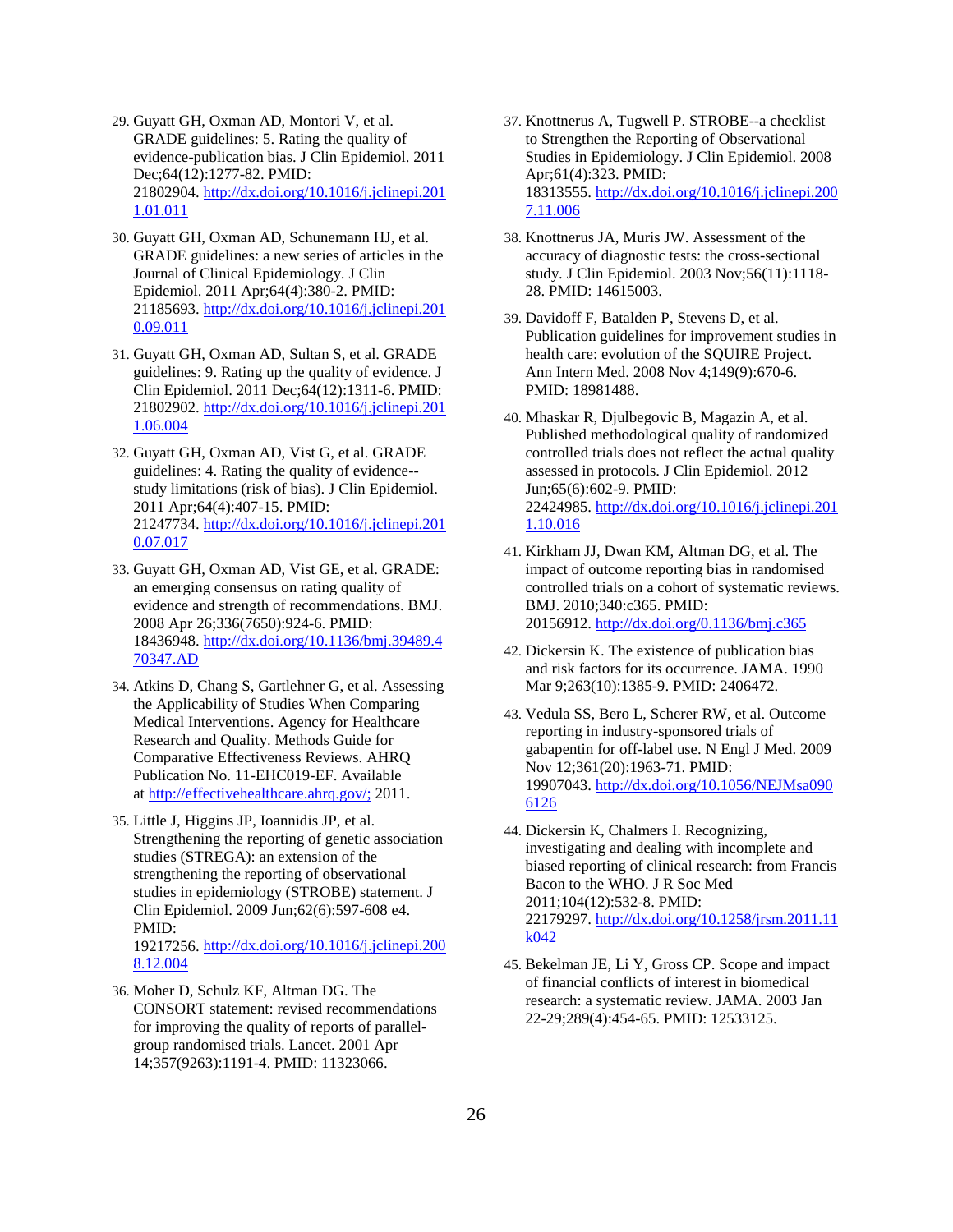29. Guyatt GH, Oxman AD, Montori V, et al. GRADE guidelines: 5. Rating the quality of evidence-publication bias. J Clin Epidemiol. 2011 Dec;64(12):1277-82. PMID: 21802904. http://dx.doi.org/10.1016/j.jclinepi.2011.01.011

30. Guyatt GH, Oxman AD, Schunemann HJ, et al. GRADE guidelines: a new series of articles in the Journal of Clinical Epidemiology. J Clin Epidemiol. 2011 Apr;64(4):380-2. PMID: 21185693. http://dx.doi.org/10.1016/j.jclinepi.2010.09.011

31. Guyatt GH, Oxman AD, Sultan S, et al. GRADE guidelines: 9. Rating up the quality of evidence. J Clin Epidemiol. 2011 Dec;64(12):1311-6. PMID: 21802902. http://dx.doi.org/10.1016/j.jclinepi.2011.06.004

32. Guyatt GH, Oxman AD, Vist G, et al. GRADE guidelines: 4. Rating the quality of evidence--study limitations (risk of bias). J Clin Epidemiol. 2011 Apr;64(4):407-15. PMID: 21247734. http://dx.doi.org/10.1016/j.jclinepi.2010.07.017

33. Guyatt GH, Oxman AD, Vist GE, et al. GRADE: an emerging consensus on rating quality of evidence and strength of recommendations. BMJ. 2008 Apr 26;336(7650):924-6. PMID: 18436948. http://dx.doi.org/10.1136/bmj.39489.470347.AD

34. Atkins D, Chang S, Gartlehner G, et al. Assessing the Applicability of Studies When Comparing Medical Interventions. Agency for Healthcare Research and Quality. Methods Guide for Comparative Effectiveness Reviews. AHRQ Publication No. 11-EHC019-EF. Available at http://effectivehealthcare.ahrq.gov/; 2011.

35. Little J, Higgins JP, Ioannidis JP, et al. Strengthening the reporting of genetic association studies (STREGA): an extension of the strengthening the reporting of observational studies in epidemiology (STROBE) statement. J Clin Epidemiol. 2009 Jun;62(6):597-608 e4. PMID: 19217256. http://dx.doi.org/10.1016/j.jclinepi.2008.12.004

36. Moher D, Schulz KF, Altman DG. The CONSORT statement: revised recommendations for improving the quality of reports of parallel-group randomised trials. Lancet. 2001 Apr 14;357(9263):1191-4. PMID: 11323066.

37. Knottnerus A, Tugwell P. STROBE--a checklist to Strengthen the Reporting of Observational Studies in Epidemiology. J Clin Epidemiol. 2008 Apr;61(4):323. PMID: 18313555. http://dx.doi.org/10.1016/j.jclinepi.2007.11.006

38. Knottnerus JA, Muris JW. Assessment of the accuracy of diagnostic tests: the cross-sectional study. J Clin Epidemiol. 2003 Nov;56(11):1118-28. PMID: 14615003.

39. Davidoff F, Batalden P, Stevens D, et al. Publication guidelines for improvement studies in health care: evolution of the SQUIRE Project. Ann Intern Med. 2008 Nov 4;149(9):670-6. PMID: 18981488.

40. Mhaskar R, Djulbegovic B, Magazin A, et al. Published methodological quality of randomized controlled trials does not reflect the actual quality assessed in protocols. J Clin Epidemiol. 2012 Jun;65(6):602-9. PMID: 22424985. http://dx.doi.org/10.1016/j.jclinepi.2011.10.016

41. Kirkham JJ, Dwan KM, Altman DG, et al. The impact of outcome reporting bias in randomised controlled trials on a cohort of systematic reviews. BMJ. 2010;340:c365. PMID: 20156912. http://dx.doi.org/0.1136/bmj.c365

42. Dickersin K. The existence of publication bias and risk factors for its occurrence. JAMA. 1990 Mar 9;263(10):1385-9. PMID: 2406472.

43. Vedula SS, Bero L, Scherer RW, et al. Outcome reporting in industry-sponsored trials of gabapentin for off-label use. N Engl J Med. 2009 Nov 12;361(20):1963-71. PMID: 19907043. http://dx.doi.org/10.1056/NEJMsa0906126

44. Dickersin K, Chalmers I. Recognizing, investigating and dealing with incomplete and biased reporting of clinical research: from Francis Bacon to the WHO. J R Soc Med 2011;104(12):532-8. PMID: 22179297. http://dx.doi.org/10.1258/jrsm.2011.11k042

45. Bekelman JE, Li Y, Gross CP. Scope and impact of financial conflicts of interest in biomedical research: a systematic review. JAMA. 2003 Jan 22-29;289(4):454-65. PMID: 12533125.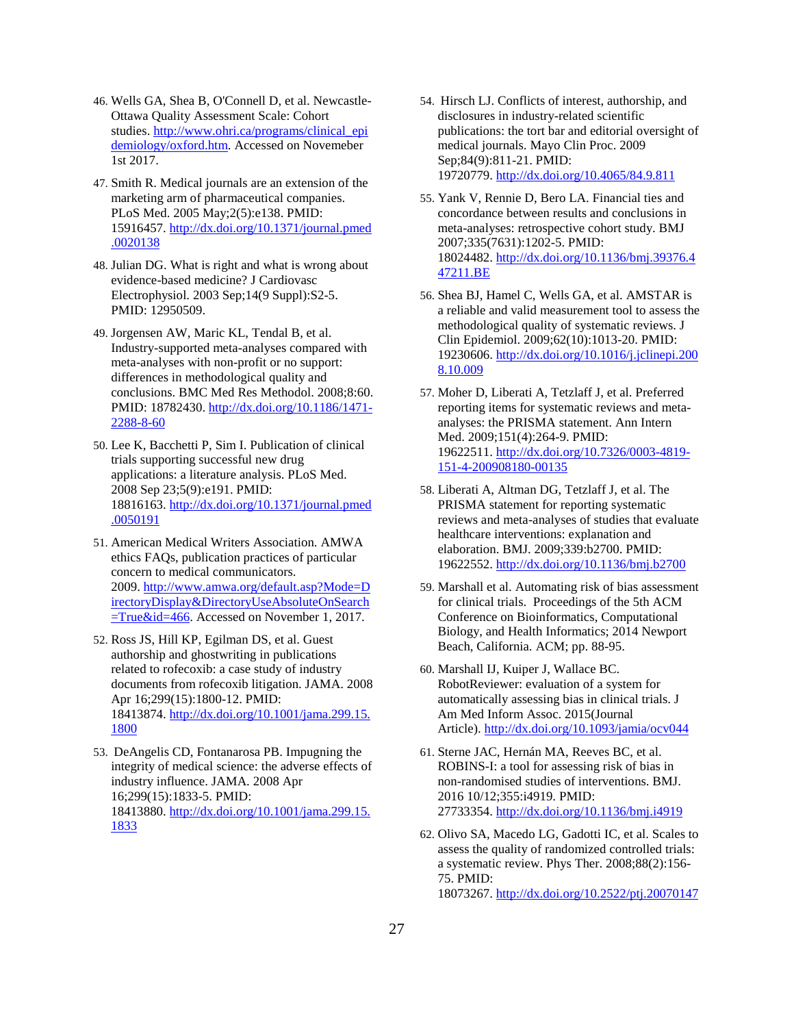46. Wells GA, Shea B, O'Connell D, et al. Newcastle-Ottawa Quality Assessment Scale: Cohort studies. http://www.ohri.ca/programs/clinical_epidemiology/oxford.htm. Accessed on Novemeber 1st 2017.

47. Smith R. Medical journals are an extension of the marketing arm of pharmaceutical companies. PLoS Med. 2005 May;2(5):e138. PMID: 15916457. http://dx.doi.org/10.1371/journal.pmed.0020138

48. Julian DG. What is right and what is wrong about evidence-based medicine? J Cardiovasc Electrophysiol. 2003 Sep;14(9 Suppl):S2-5. PMID: 12950509.

49. Jorgensen AW, Maric KL, Tendal B, et al. Industry-supported meta-analyses compared with meta-analyses with non-profit or no support: differences in methodological quality and conclusions. BMC Med Res Methodol. 2008;8:60. PMID: 18782430. http://dx.doi.org/10.1186/1471-2288-8-60

50. Lee K, Bacchetti P, Sim I. Publication of clinical trials supporting successful new drug applications: a literature analysis. PLoS Med. 2008 Sep 23;5(9):e191. PMID: 18816163. http://dx.doi.org/10.1371/journal.pmed.0050191

51. American Medical Writers Association. AMWA ethics FAQs, publication practices of particular concern to medical communicators. 2009. http://www.amwa.org/default.asp?Mode=DirectoryDisplay&DirectoryUseAbsoluteOnSearch=True&id=466. Accessed on November 1, 2017.

52. Ross JS, Hill KP, Egilman DS, et al. Guest authorship and ghostwriting in publications related to rofecoxib: a case study of industry documents from rofecoxib litigation. JAMA. 2008 Apr 16;299(15):1800-12. PMID: 18413874. http://dx.doi.org/10.1001/jama.299.15.1800

53. DeAngelis CD, Fontanarosa PB. Impugning the integrity of medical science: the adverse effects of industry influence. JAMA. 2008 Apr 16;299(15):1833-5. PMID: 18413880. http://dx.doi.org/10.1001/jama.299.15.1833

54. Hirsch LJ. Conflicts of interest, authorship, and disclosures in industry-related scientific publications: the tort bar and editorial oversight of medical journals. Mayo Clin Proc. 2009 Sep;84(9):811-21. PMID: 19720779. http://dx.doi.org/10.4065/84.9.811

55. Yank V, Rennie D, Bero LA. Financial ties and concordance between results and conclusions in meta-analyses: retrospective cohort study. BMJ 2007;335(7631):1202-5. PMID: 18024482. http://dx.doi.org/10.1136/bmj.39376.447211.BE

56. Shea BJ, Hamel C, Wells GA, et al. AMSTAR is a reliable and valid measurement tool to assess the methodological quality of systematic reviews. J Clin Epidemiol. 2009;62(10):1013-20. PMID: 19230606. http://dx.doi.org/10.1016/j.jclinepi.2008.10.009

57. Moher D, Liberati A, Tetzlaff J, et al. Preferred reporting items for systematic reviews and meta-analyses: the PRISMA statement. Ann Intern Med. 2009;151(4):264-9. PMID: 19622511. http://dx.doi.org/10.7326/0003-4819-151-4-200908180-00135

58. Liberati A, Altman DG, Tetzlaff J, et al. The PRISMA statement for reporting systematic reviews and meta-analyses of studies that evaluate healthcare interventions: explanation and elaboration. BMJ. 2009;339:b2700. PMID: 19622552. http://dx.doi.org/10.1136/bmj.b2700

59. Marshall et al. Automating risk of bias assessment for clinical trials. Proceedings of the 5th ACM Conference on Bioinformatics, Computational Biology, and Health Informatics; 2014 Newport Beach, California. ACM; pp. 88-95.

60. Marshall IJ, Kuiper J, Wallace BC. RobotReviewer: evaluation of a system for automatically assessing bias in clinical trials. J Am Med Inform Assoc. 2015(Journal Article). http://dx.doi.org/10.1093/jamia/ocv044

61. Sterne JAC, Hernán MA, Reeves BC, et al. ROBINS-I: a tool for assessing risk of bias in non-randomised studies of interventions. BMJ. 2016 10/12;355:i4919. PMID: 27733354. http://dx.doi.org/10.1136/bmj.i4919

62. Olivo SA, Macedo LG, Gadotti IC, et al. Scales to assess the quality of randomized controlled trials: a systematic review. Phys Ther. 2008;88(2):156-75. PMID: 18073267. http://dx.doi.org/10.2522/ptj.20070147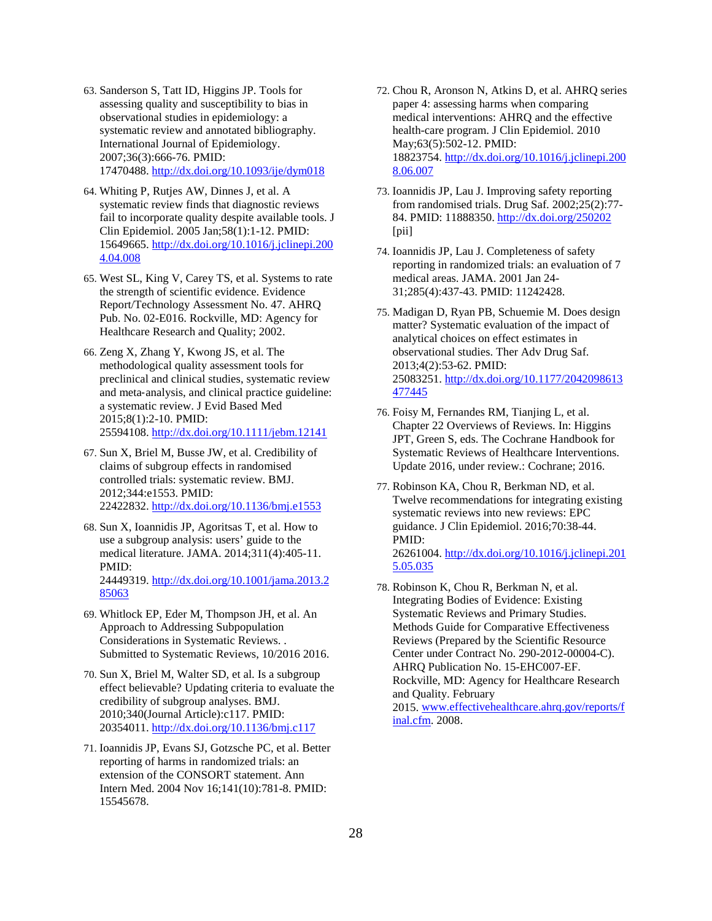63. Sanderson S, Tatt ID, Higgins JP. Tools for assessing quality and susceptibility to bias in observational studies in epidemiology: a systematic review and annotated bibliography. International Journal of Epidemiology. 2007;36(3):666-76. PMID: 17470488. http://dx.doi.org/10.1093/ije/dym018

64. Whiting P, Rutjes AW, Dinnes J, et al. A systematic review finds that diagnostic reviews fail to incorporate quality despite available tools. J Clin Epidemiol. 2005 Jan;58(1):1-12. PMID: 15649665. http://dx.doi.org/10.1016/j.jclinepi.2004.04.008

65. West SL, King V, Carey TS, et al. Systems to rate the strength of scientific evidence. Evidence Report/Technology Assessment No. 47. AHRQ Pub. No. 02-E016. Rockville, MD: Agency for Healthcare Research and Quality; 2002.

66. Zeng X, Zhang Y, Kwong JS, et al. The methodological quality assessment tools for preclinical and clinical studies, systematic review and meta-analysis, and clinical practice guideline: a systematic review. J Evid Based Med 2015;8(1):2-10. PMID: 25594108. http://dx.doi.org/10.1111/jebm.12141

67. Sun X, Briel M, Busse JW, et al. Credibility of claims of subgroup effects in randomised controlled trials: systematic review. BMJ. 2012;344:e1553. PMID: 22422832. http://dx.doi.org/10.1136/bmj.e1553

68. Sun X, Ioannidis JP, Agoritsas T, et al. How to use a subgroup analysis: users' guide to the medical literature. JAMA. 2014;311(4):405-11. PMID: 24449319. http://dx.doi.org/10.1001/jama.2013.285063

69. Whitlock EP, Eder M, Thompson JH, et al. An Approach to Addressing Subpopulation Considerations in Systematic Reviews. . Submitted to Systematic Reviews, 10/2016 2016.

70. Sun X, Briel M, Walter SD, et al. Is a subgroup effect believable? Updating criteria to evaluate the credibility of subgroup analyses. BMJ. 2010;340(Journal Article):c117. PMID: 20354011. http://dx.doi.org/10.1136/bmj.c117

71. Ioannidis JP, Evans SJ, Gotzsche PC, et al. Better reporting of harms in randomized trials: an extension of the CONSORT statement. Ann Intern Med. 2004 Nov 16;141(10):781-8. PMID: 15545678.

72. Chou R, Aronson N, Atkins D, et al. AHRQ series paper 4: assessing harms when comparing medical interventions: AHRQ and the effective health-care program. J Clin Epidemiol. 2010 May;63(5):502-12. PMID: 18823754. http://dx.doi.org/10.1016/j.jclinepi.2008.06.007

73. Ioannidis JP, Lau J. Improving safety reporting from randomised trials. Drug Saf. 2002;25(2):77-84. PMID: 11888350. http://dx.doi.org/250202 [pii]

74. Ioannidis JP, Lau J. Completeness of safety reporting in randomized trials: an evaluation of 7 medical areas. JAMA. 2001 Jan 24-31;285(4):437-43. PMID: 11242428.

75. Madigan D, Ryan PB, Schuemie M. Does design matter? Systematic evaluation of the impact of analytical choices on effect estimates in observational studies. Ther Adv Drug Saf. 2013;4(2):53-62. PMID: 25083251. http://dx.doi.org/10.1177/2042098613477445

76. Foisy M, Fernandes RM, Tianjing L, et al. Chapter 22 Overviews of Reviews. In: Higgins JPT, Green S, eds. The Cochrane Handbook for Systematic Reviews of Healthcare Interventions. Update 2016, under review.: Cochrane; 2016.

77. Robinson KA, Chou R, Berkman ND, et al. Twelve recommendations for integrating existing systematic reviews into new reviews: EPC guidance. J Clin Epidemiol. 2016;70:38-44. PMID: 26261004. http://dx.doi.org/10.1016/j.jclinepi.2015.05.035

78. Robinson K, Chou R, Berkman N, et al. Integrating Bodies of Evidence: Existing Systematic Reviews and Primary Studies. Methods Guide for Comparative Effectiveness Reviews (Prepared by the Scientific Resource Center under Contract No. 290-2012-00004-C). AHRQ Publication No. 15-EHC007-EF. Rockville, MD: Agency for Healthcare Research and Quality. February 2015. www.effectivehealthcare.ahrq.gov/reports/final.cfm. 2008.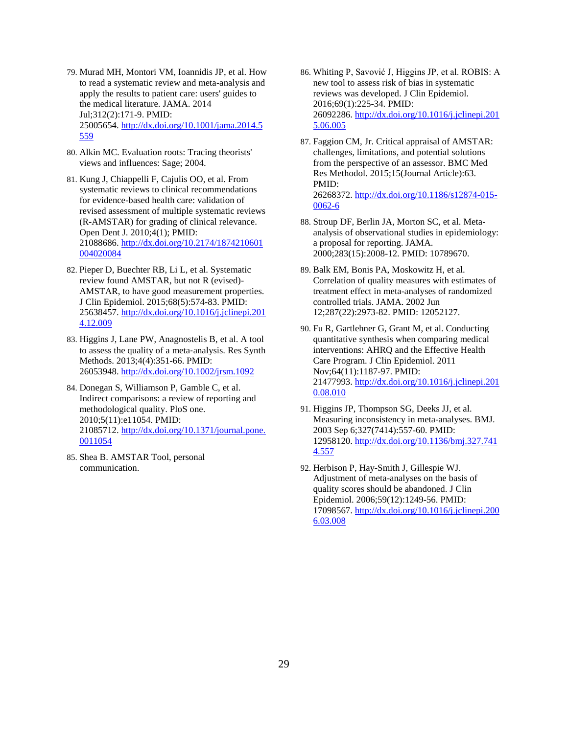79. Murad MH, Montori VM, Ioannidis JP, et al. How to read a systematic review and meta-analysis and apply the results to patient care: users' guides to the medical literature. JAMA. 2014 Jul;312(2):171-9. PMID: 25005654. http://dx.doi.org/10.1001/jama.2014.5559

80. Alkin MC. Evaluation roots: Tracing theorists' views and influences: Sage; 2004.

81. Kung J, Chiappelli F, Cajulis OO, et al. From systematic reviews to clinical recommendations for evidence-based health care: validation of revised assessment of multiple systematic reviews (R-AMSTAR) for grading of clinical relevance. Open Dent J. 2010;4(1); PMID: 21088686. http://dx.doi.org/10.2174/1874210601004020084

82. Pieper D, Buechter RB, Li L, et al. Systematic review found AMSTAR, but not R (evised)-AMSTAR, to have good measurement properties. J Clin Epidemiol. 2015;68(5):574-83. PMID: 25638457. http://dx.doi.org/10.1016/j.jclinepi.2014.12.009

83. Higgins J, Lane PW, Anagnostelis B, et al. A tool to assess the quality of a meta-analysis. Res Synth Methods. 2013;4(4):351-66. PMID: 26053948. http://dx.doi.org/10.1002/jrsm.1092

84. Donegan S, Williamson P, Gamble C, et al. Indirect comparisons: a review of reporting and methodological quality. PloS one. 2010;5(11):e11054. PMID: 21085712. http://dx.doi.org/10.1371/journal.pone.0011054

85. Shea B. AMSTAR Tool, personal communication.

86. Whiting P, Savović J, Higgins JP, et al. ROBIS: A new tool to assess risk of bias in systematic reviews was developed. J Clin Epidemiol. 2016;69(1):225-34. PMID: 26092286. http://dx.doi.org/10.1016/j.jclinepi.2015.06.005

87. Faggion CM, Jr. Critical appraisal of AMSTAR: challenges, limitations, and potential solutions from the perspective of an assessor. BMC Med Res Methodol. 2015;15(Journal Article):63. PMID: 26268372. http://dx.doi.org/10.1186/s12874-015-0062-6

88. Stroup DF, Berlin JA, Morton SC, et al. Meta-analysis of observational studies in epidemiology: a proposal for reporting. JAMA. 2000;283(15):2008-12. PMID: 10789670.

89. Balk EM, Bonis PA, Moskowitz H, et al. Correlation of quality measures with estimates of treatment effect in meta-analyses of randomized controlled trials. JAMA. 2002 Jun 12;287(22):2973-82. PMID: 12052127.

90. Fu R, Gartlehner G, Grant M, et al. Conducting quantitative synthesis when comparing medical interventions: AHRQ and the Effective Health Care Program. J Clin Epidemiol. 2011 Nov;64(11):1187-97. PMID: 21477993. http://dx.doi.org/10.1016/j.jclinepi.2010.08.010

91. Higgins JP, Thompson SG, Deeks JJ, et al. Measuring inconsistency in meta-analyses. BMJ. 2003 Sep 6;327(7414):557-60. PMID: 12958120. http://dx.doi.org/10.1136/bmj.327.7414.557

92. Herbison P, Hay-Smith J, Gillespie WJ. Adjustment of meta-analyses on the basis of quality scores should be abandoned. J Clin Epidemiol. 2006;59(12):1249-56. PMID: 17098567. http://dx.doi.org/10.1016/j.jclinepi.2006.03.008